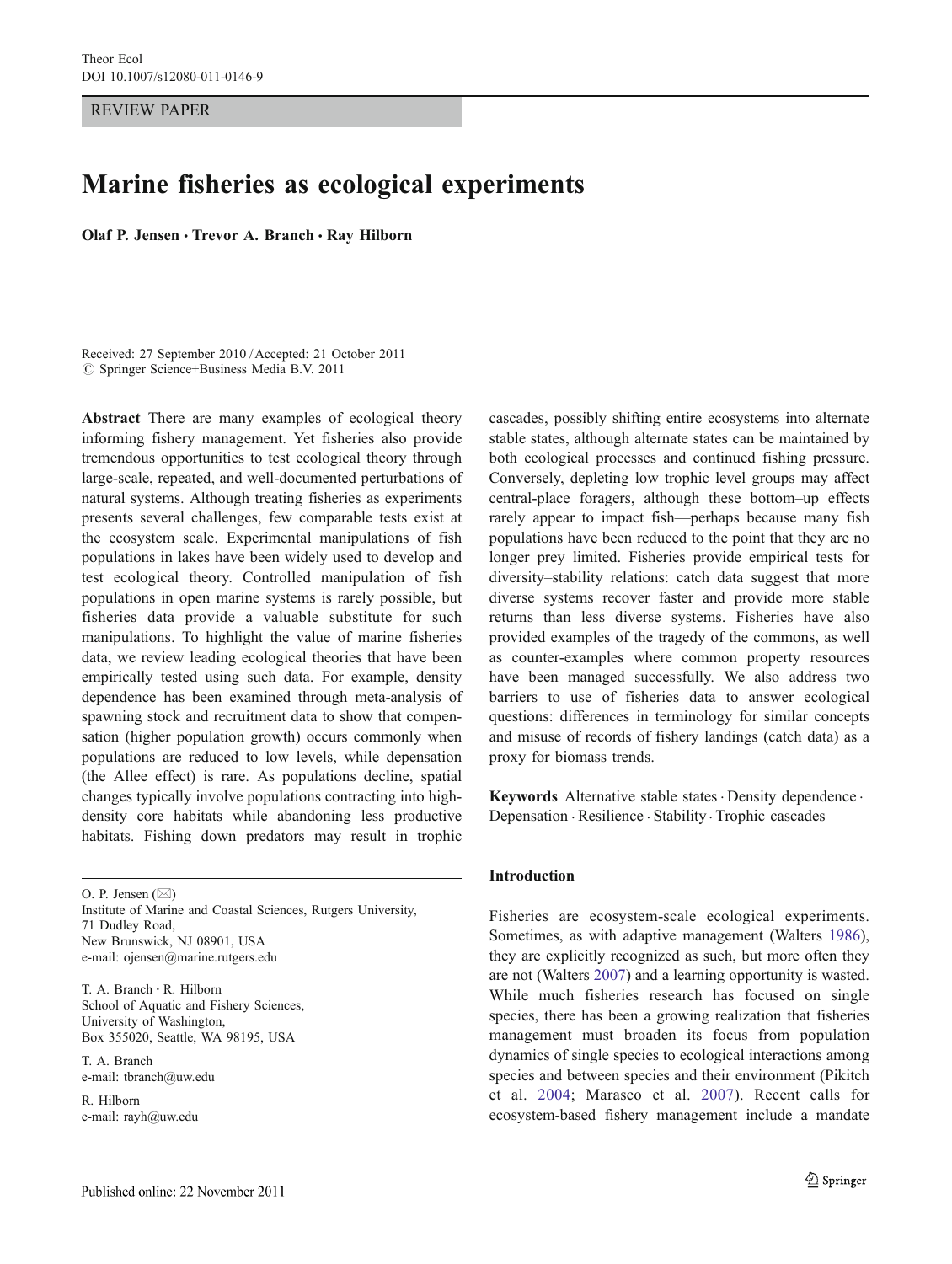REVIEW PAPER

# Marine fisheries as ecological experiments

**Olaf P. Jensen · Trevor A. Branch · Ray Hilborn**

Received: 27 September 2010 / Accepted: 21 October 2011
© Springer Science+Business Media B.V. 2011

**Abstract** There are many examples of ecological theory informing fishery management. Yet fisheries also provide tremendous opportunities to test ecological theory through large-scale, repeated, and well-documented perturbations of natural systems. Although treating fisheries as experiments presents several challenges, few comparable tests exist at the ecosystem scale. Experimental manipulations of fish populations in lakes have been widely used to develop and test ecological theory. Controlled manipulation of fish populations in open marine systems is rarely possible, but fisheries data provide a valuable substitute for such manipulations. To highlight the value of marine fisheries data, we review leading ecological theories that have been empirically tested using such data. For example, density dependence has been examined through meta-analysis of spawning stock and recruitment data to show that compensation (higher population growth) occurs commonly when populations are reduced to low levels, while depensation (the Allee effect) is rare. As populations decline, spatial changes typically involve populations contracting into high-density core habitats while abandoning less productive habitats. Fishing down predators may result in trophic cascades, possibly shifting entire ecosystems into alternate stable states, although alternate states can be maintained by both ecological processes and continued fishing pressure. Conversely, depleting low trophic level groups may affect central-place foragers, although these bottom–up effects rarely appear to impact fish—perhaps because many fish populations have been reduced to the point that they are no longer prey limited. Fisheries provide empirical tests for diversity–stability relations: catch data suggest that more diverse systems recover faster and provide more stable returns than less diverse systems. Fisheries have also provided examples of the tragedy of the commons, as well as counter-examples where common property resources have been managed successfully. We also address two barriers to use of fisheries data to answer ecological questions: differences in terminology for similar concepts and misuse of records of fishery landings (catch data) as a proxy for biomass trends.

**Keywords** Alternative stable states · Density dependence · Depensation · Resilience · Stability · Trophic cascades

O. P. Jensen (✉)
Institute of Marine and Coastal Sciences, Rutgers University,
71 Dudley Road,
New Brunswick, NJ 08901, USA
e-mail: ojensen@marine.rutgers.edu

T. A. Branch · R. Hilborn
School of Aquatic and Fishery Sciences,
University of Washington,
Box 355020, Seattle, WA 98195, USA

T. A. Branch
e-mail: tbranch@uw.edu

R. Hilborn
e-mail: rayh@uw.edu

## Introduction

Fisheries are ecosystem-scale ecological experiments. Sometimes, as with adaptive management (Walters 1986), they are explicitly recognized as such, but more often they are not (Walters 2007) and a learning opportunity is wasted. While much fisheries research has focused on single species, there has been a growing realization that fisheries management must broaden its focus from population dynamics of single species to ecological interactions among species and between species and their environment (Pikitch et al. 2004; Marasco et al. 2007). Recent calls for ecosystem-based fishery management include a mandate

Published online: 22 November 2011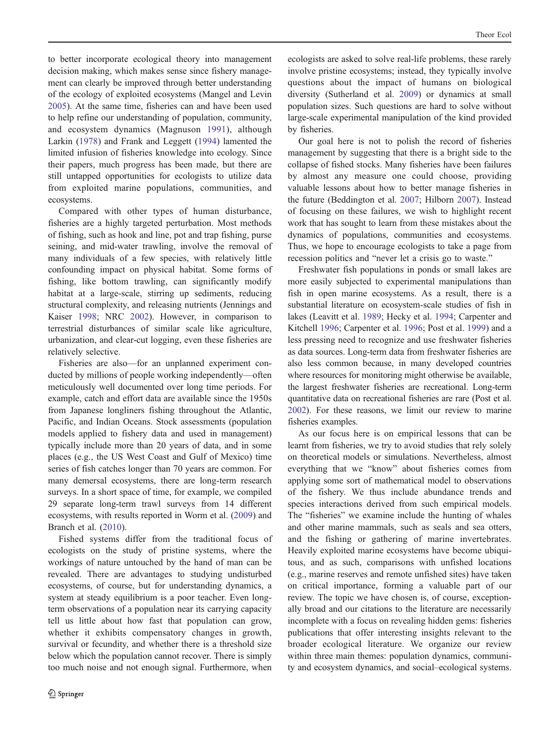to better incorporate ecological theory into management decision making, which makes sense since fishery management can clearly be improved through better understanding of the ecology of exploited ecosystems (Mangel and Levin 2005). At the same time, fisheries can and have been used to help refine our understanding of population, community, and ecosystem dynamics (Magnuson 1991), although Larkin (1978) and Frank and Leggett (1994) lamented the limited infusion of fisheries knowledge into ecology. Since their papers, much progress has been made, but there are still untapped opportunities for ecologists to utilize data from exploited marine populations, communities, and ecosystems.

Compared with other types of human disturbance, fisheries are a highly targeted perturbation. Most methods of fishing, such as hook and line, pot and trap fishing, purse seining, and mid-water trawling, involve the removal of many individuals of a few species, with relatively little confounding impact on physical habitat. Some forms of fishing, like bottom trawling, can significantly modify habitat at a large-scale, stirring up sediments, reducing structural complexity, and releasing nutrients (Jennings and Kaiser 1998; NRC 2002). However, in comparison to terrestrial disturbances of similar scale like agriculture, urbanization, and clear-cut logging, even these fisheries are relatively selective.

Fisheries are also—for an unplanned experiment conducted by millions of people working independently—often meticulously well documented over long time periods. For example, catch and effort data are available since the 1950s from Japanese longliners fishing throughout the Atlantic, Pacific, and Indian Oceans. Stock assessments (population models applied to fishery data and used in management) typically include more than 20 years of data, and in some places (e.g., the US West Coast and Gulf of Mexico) time series of fish catches longer than 70 years are common. For many demersal ecosystems, there are long-term research surveys. In a short space of time, for example, we compiled 29 separate long-term trawl surveys from 14 different ecosystems, with results reported in Worm et al. (2009) and Branch et al. (2010).

Fished systems differ from the traditional focus of ecologists on the study of pristine systems, where the workings of nature untouched by the hand of man can be revealed. There are advantages to studying undisturbed ecosystems, of course, but for understanding dynamics, a system at steady equilibrium is a poor teacher. Even long-term observations of a population near its carrying capacity tell us little about how fast that population can grow, whether it exhibits compensatory changes in growth, survival or fecundity, and whether there is a threshold size below which the population cannot recover. There is simply too much noise and not enough signal. Furthermore, when ecologists are asked to solve real-life problems, these rarely involve pristine ecosystems; instead, they typically involve questions about the impact of humans on biological diversity (Sutherland et al. 2009) or dynamics at small population sizes. Such questions are hard to solve without large-scale experimental manipulation of the kind provided by fisheries.

Our goal here is not to polish the record of fisheries management by suggesting that there is a bright side to the collapse of fished stocks. Many fisheries have been failures by almost any measure one could choose, providing valuable lessons about how to better manage fisheries in the future (Beddington et al. 2007; Hilborn 2007). Instead of focusing on these failures, we wish to highlight recent work that has sought to learn from these mistakes about the dynamics of populations, communities and ecosystems. Thus, we hope to encourage ecologists to take a page from recession politics and "never let a crisis go to waste."

Freshwater fish populations in ponds or small lakes are more easily subjected to experimental manipulations than fish in open marine ecosystems. As a result, there is a substantial literature on ecosystem-scale studies of fish in lakes (Leavitt et al. 1989; Hecky et al. 1994; Carpenter and Kitchell 1996; Carpenter et al. 1996; Post et al. 1999) and a less pressing need to recognize and use freshwater fisheries as data sources. Long-term data from freshwater fisheries are also less common because, in many developed countries where resources for monitoring might otherwise be available, the largest freshwater fisheries are recreational. Long-term quantitative data on recreational fisheries are rare (Post et al. 2002). For these reasons, we limit our review to marine fisheries examples.

As our focus here is on empirical lessons that can be learnt from fisheries, we try to avoid studies that rely solely on theoretical models or simulations. Nevertheless, almost everything that we "know" about fisheries comes from applying some sort of mathematical model to observations of the fishery. We thus include abundance trends and species interactions derived from such empirical models. The "fisheries" we examine include the hunting of whales and other marine mammals, such as seals and sea otters, and the fishing or gathering of marine invertebrates. Heavily exploited marine ecosystems have become ubiquitous, and as such, comparisons with unfished locations (e.g., marine reserves and remote unfished sites) have taken on critical importance, forming a valuable part of our review. The topic we have chosen is, of course, exceptionally broad and our citations to the literature are necessarily incomplete with a focus on revealing hidden gems: fisheries publications that offer interesting insights relevant to the broader ecological literature. We organize our review within three main themes: population dynamics, community and ecosystem dynamics, and social–ecological systems.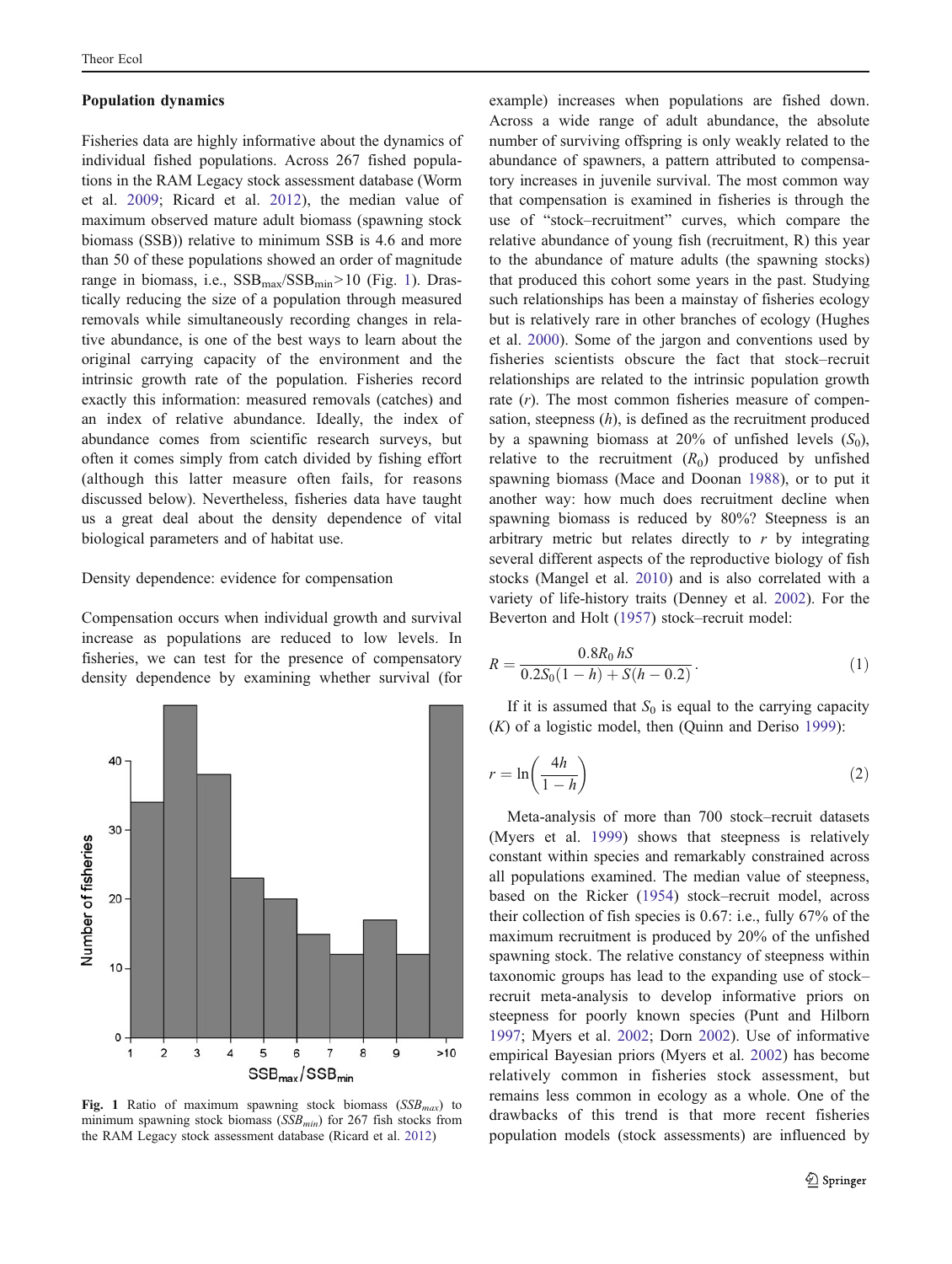### Population dynamics

Fisheries data are highly informative about the dynamics of individual fished populations. Across 267 fished populations in the RAM Legacy stock assessment database (Worm et al. 2009; Ricard et al. 2012), the median value of maximum observed mature adult biomass (spawning stock biomass (SSB)) relative to minimum SSB is 4.6 and more than 50 of these populations showed an order of magnitude range in biomass, i.e., $SSB_{max}/SSB_{min}>10$ (Fig. 1). Drastically reducing the size of a population through measured removals while simultaneously recording changes in relative abundance, is one of the best ways to learn about the original carrying capacity of the environment and the intrinsic growth rate of the population. Fisheries record exactly this information: measured removals (catches) and an index of relative abundance. Ideally, the index of abundance comes from scientific research surveys, but often it comes simply from catch divided by fishing effort (although this latter measure often fails, for reasons discussed below). Nevertheless, fisheries data have taught us a great deal about the density dependence of vital biological parameters and of habitat use.

#### Density dependence: evidence for compensation

Compensation occurs when individual growth and survival increase as populations are reduced to low levels. In fisheries, we can test for the presence of compensatory density dependence by examining whether survival (for example) increases when populations are fished down. Across a wide range of adult abundance, the absolute number of surviving offspring is only weakly related to the abundance of spawners, a pattern attributed to compensatory increases in juvenile survival. The most common way that compensation is examined in fisheries is through the use of "stock–recruitment" curves, which compare the relative abundance of young fish (recruitment, R) this year to the abundance of mature adults (the spawning stocks) that produced this cohort some years in the past. Studying such relationships has been a mainstay of fisheries ecology but is relatively rare in other branches of ecology (Hughes et al. 2000). Some of the jargon and conventions used by fisheries scientists obscure the fact that stock–recruit relationships are related to the intrinsic population growth rate ($r$). The most common fisheries measure of compensation, steepness ($h$), is defined as the recruitment produced by a spawning biomass at 20% of unfished levels ($S_0$), relative to the recruitment ($R_0$) produced by unfished spawning biomass (Mace and Doonan 1988), or to put it another way: how much does recruitment decline when spawning biomass is reduced by 80%? Steepness is an arbitrary metric but relates directly to $r$ by integrating several different aspects of the reproductive biology of fish stocks (Mangel et al. 2010) and is also correlated with a variety of life-history traits (Denney et al. 2002). For the Beverton and Holt (1957) stock–recruit model:

$$R = \frac{0.8R_0\,hS}{0.2S_0(1-h) + S(h-0.2)}. \tag{1}$$

If it is assumed that $S_0$ is equal to the carrying capacity ($K$) of a logistic model, then (Quinn and Deriso 1999):

$$r = \ln\left(\frac{4h}{1-h}\right) \tag{2}$$

Meta-analysis of more than 700 stock–recruit datasets (Myers et al. 1999) shows that steepness is relatively constant within species and remarkably constrained across all populations examined. The median value of steepness, based on the Ricker (1954) stock–recruit model, across their collection of fish species is 0.67: i.e., fully 67% of the maximum recruitment is produced by 20% of the unfished spawning stock. The relative constancy of steepness within taxonomic groups has lead to the expanding use of stock–recruit meta-analysis to develop informative priors on steepness for poorly known species (Punt and Hilborn 1997; Myers et al. 2002; Dorn 2002). Use of informative empirical Bayesian priors (Myers et al. 2002) has become relatively common in fisheries stock assessment, but remains less common in ecology as a whole. One of the drawbacks of this trend is that more recent fisheries population models (stock assessments) are influenced by

**Fig. 1** Ratio of maximum spawning stock biomass ($SSB_{max}$) to minimum spawning stock biomass ($SSB_{min}$) for 267 fish stocks from the RAM Legacy stock assessment database (Ricard et al. 2012)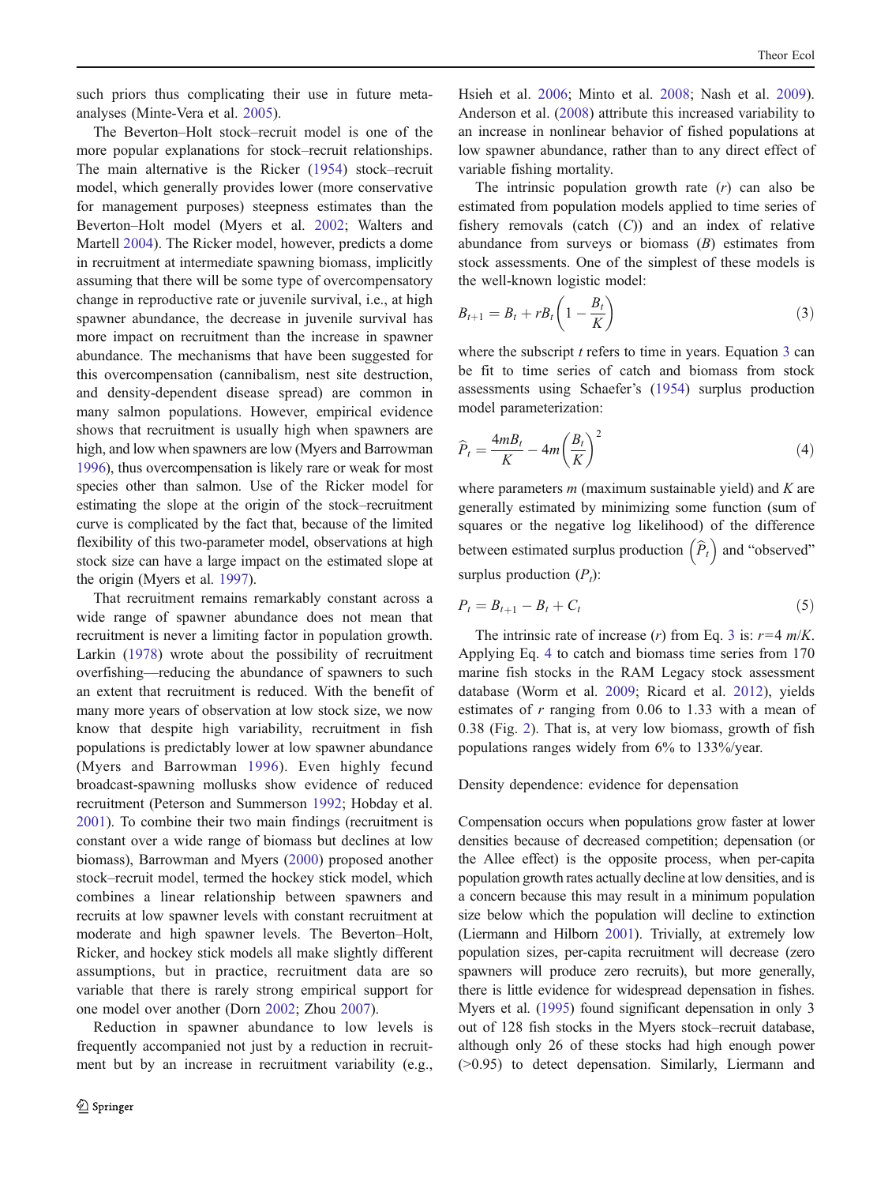such priors thus complicating their use in future meta-analyses (Minte-Vera et al. 2005).

The Beverton–Holt stock–recruit model is one of the more popular explanations for stock–recruit relationships. The main alternative is the Ricker (1954) stock–recruit model, which generally provides lower (more conservative for management purposes) steepness estimates than the Beverton–Holt model (Myers et al. 2002; Walters and Martell 2004). The Ricker model, however, predicts a dome in recruitment at intermediate spawning biomass, implicitly assuming that there will be some type of overcompensatory change in reproductive rate or juvenile survival, i.e., at high spawner abundance, the decrease in juvenile survival has more impact on recruitment than the increase in spawner abundance. The mechanisms that have been suggested for this overcompensation (cannibalism, nest site destruction, and density-dependent disease spread) are common in many salmon populations. However, empirical evidence shows that recruitment is usually high when spawners are high, and low when spawners are low (Myers and Barrowman 1996), thus overcompensation is likely rare or weak for most species other than salmon. Use of the Ricker model for estimating the slope at the origin of the stock–recruitment curve is complicated by the fact that, because of the limited flexibility of this two-parameter model, observations at high stock size can have a large impact on the estimated slope at the origin (Myers et al. 1997).

That recruitment remains remarkably constant across a wide range of spawner abundance does not mean that recruitment is never a limiting factor in population growth. Larkin (1978) wrote about the possibility of recruitment overfishing—reducing the abundance of spawners to such an extent that recruitment is reduced. With the benefit of many more years of observation at low stock size, we now know that despite high variability, recruitment in fish populations is predictably lower at low spawner abundance (Myers and Barrowman 1996). Even highly fecund broadcast-spawning mollusks show evidence of reduced recruitment (Peterson and Summerson 1992; Hobday et al. 2001). To combine their two main findings (recruitment is constant over a wide range of biomass but declines at low biomass), Barrowman and Myers (2000) proposed another stock–recruit model, termed the hockey stick model, which combines a linear relationship between spawners and recruits at low spawner levels with constant recruitment at moderate and high spawner levels. The Beverton–Holt, Ricker, and hockey stick models all make slightly different assumptions, but in practice, recruitment data are so variable that there is rarely strong empirical support for one model over another (Dorn 2002; Zhou 2007).

Reduction in spawner abundance to low levels is frequently accompanied not just by a reduction in recruitment but by an increase in recruitment variability (e.g., Hsieh et al. 2006; Minto et al. 2008; Nash et al. 2009). Anderson et al. (2008) attribute this increased variability to an increase in nonlinear behavior of fished populations at low spawner abundance, rather than to any direct effect of variable fishing mortality.

The intrinsic population growth rate ($r$) can also be estimated from population models applied to time series of fishery removals (catch ($C$)) and an index of relative abundance from surveys or biomass ($B$) estimates from stock assessments. One of the simplest of these models is the well-known logistic model:

$$B_{t+1} = B_t + rB_t\left(1 - \frac{B_t}{K}\right) \tag{3}$$

where the subscript $t$ refers to time in years. Equation 3 can be fit to time series of catch and biomass from stock assessments using Schaefer's (1954) surplus production model parameterization:

$$\widehat{P}_t = \frac{4mB_t}{K} - 4m\left(\frac{B_t}{K}\right)^2 \tag{4}$$

where parameters $m$ (maximum sustainable yield) and $K$ are generally estimated by minimizing some function (sum of squares or the negative log likelihood) of the difference between estimated surplus production $\left(\widehat{P}_t\right)$ and "observed" surplus production ($P_t$):

$$P_t = B_{t+1} - B_t + C_t \tag{5}$$

The intrinsic rate of increase ($r$) from Eq. 3 is: $r$=4 $m/K$. Applying Eq. 4 to catch and biomass time series from 170 marine fish stocks in the RAM Legacy stock assessment database (Worm et al. 2009; Ricard et al. 2012), yields estimates of $r$ ranging from 0.06 to 1.33 with a mean of 0.38 (Fig. 2). That is, at very low biomass, growth of fish populations ranges widely from 6% to 133%/year.

## Density dependence: evidence for depensation

Compensation occurs when populations grow faster at lower densities because of decreased competition; depensation (or the Allee effect) is the opposite process, when per-capita population growth rates actually decline at low densities, and is a concern because this may result in a minimum population size below which the population will decline to extinction (Liermann and Hilborn 2001). Trivially, at extremely low population sizes, per-capita recruitment will decrease (zero spawners will produce zero recruits), but more generally, there is little evidence for widespread depensation in fishes. Myers et al. (1995) found significant depensation in only 3 out of 128 fish stocks in the Myers stock–recruit database, although only 26 of these stocks had high enough power (>0.95) to detect depensation. Similarly, Liermann and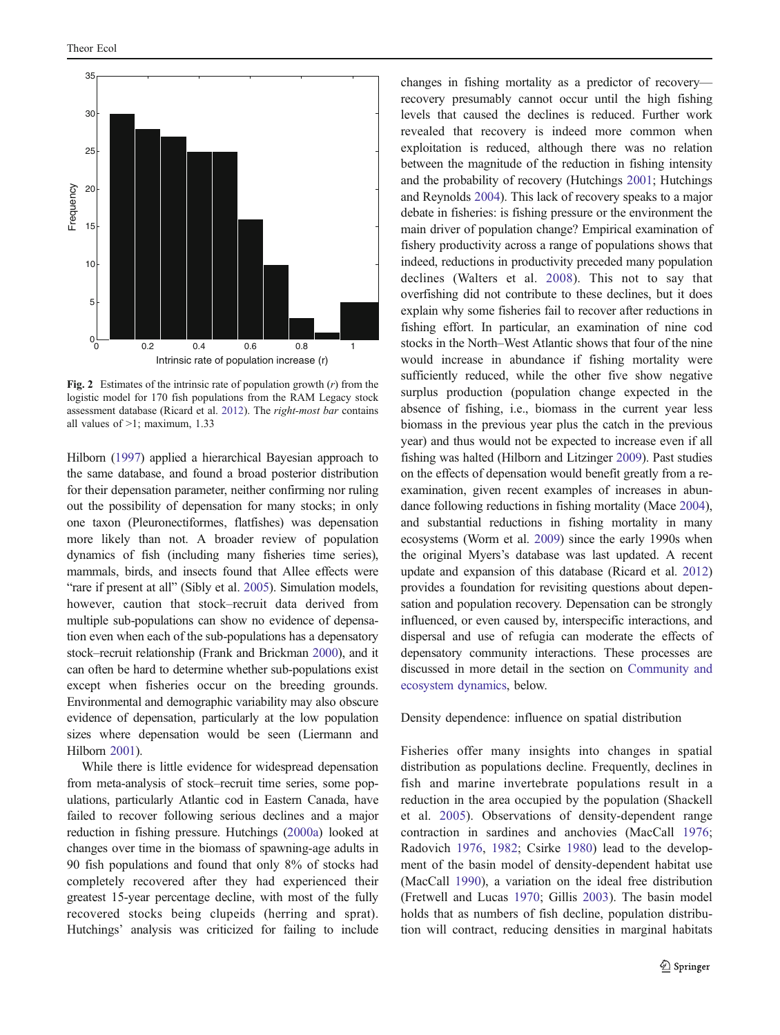**Fig. 2** Estimates of the intrinsic rate of population growth ($r$) from the logistic model for 170 fish populations from the RAM Legacy stock assessment database (Ricard et al. 2012). The *right-most bar* contains all values of >1; maximum, 1.33

Hilborn (1997) applied a hierarchical Bayesian approach to the same database, and found a broad posterior distribution for their depensation parameter, neither confirming nor ruling out the possibility of depensation for many stocks; in only one taxon (Pleuronectiformes, flatfishes) was depensation more likely than not. A broader review of population dynamics of fish (including many fisheries time series), mammals, birds, and insects found that Allee effects were "rare if present at all" (Sibly et al. 2005). Simulation models, however, caution that stock–recruit data derived from multiple sub-populations can show no evidence of depensation even when each of the sub-populations has a depensatory stock–recruit relationship (Frank and Brickman 2000), and it can often be hard to determine whether sub-populations exist except when fisheries occur on the breeding grounds. Environmental and demographic variability may also obscure evidence of depensation, particularly at the low population sizes where depensation would be seen (Liermann and Hilborn 2001).

While there is little evidence for widespread depensation from meta-analysis of stock–recruit time series, some populations, particularly Atlantic cod in Eastern Canada, have failed to recover following serious declines and a major reduction in fishing pressure. Hutchings (2000a) looked at changes over time in the biomass of spawning-age adults in 90 fish populations and found that only 8% of stocks had completely recovered after they had experienced their greatest 15-year percentage decline, with most of the fully recovered stocks being clupeids (herring and sprat). Hutchings' analysis was criticized for failing to include changes in fishing mortality as a predictor of recovery—recovery presumably cannot occur until the high fishing levels that caused the declines is reduced. Further work revealed that recovery is indeed more common when exploitation is reduced, although there was no relation between the magnitude of the reduction in fishing intensity and the probability of recovery (Hutchings 2001; Hutchings and Reynolds 2004). This lack of recovery speaks to a major debate in fisheries: is fishing pressure or the environment the main driver of population change? Empirical examination of fishery productivity across a range of populations shows that indeed, reductions in productivity preceded many population declines (Walters et al. 2008). This not to say that overfishing did not contribute to these declines, but it does explain why some fisheries fail to recover after reductions in fishing effort. In particular, an examination of nine cod stocks in the North–West Atlantic shows that four of the nine would increase in abundance if fishing mortality were sufficiently reduced, while the other five show negative surplus production (population change expected in the absence of fishing, i.e., biomass in the current year less biomass in the previous year plus the catch in the previous year) and thus would not be expected to increase even if all fishing was halted (Hilborn and Litzinger 2009). Past studies on the effects of depensation would benefit greatly from a re-examination, given recent examples of increases in abundance following reductions in fishing mortality (Mace 2004), and substantial reductions in fishing mortality in many ecosystems (Worm et al. 2009) since the early 1990s when the original Myers's database was last updated. A recent update and expansion of this database (Ricard et al. 2012) provides a foundation for revisiting questions about depensation and population recovery. Depensation can be strongly influenced, or even caused by, interspecific interactions, and dispersal and use of refugia can moderate the effects of depensatory community interactions. These processes are discussed in more detail in the section on Community and ecosystem dynamics, below.

## Density dependence: influence on spatial distribution

Fisheries offer many insights into changes in spatial distribution as populations decline. Frequently, declines in fish and marine invertebrate populations result in a reduction in the area occupied by the population (Shackell et al. 2005). Observations of density-dependent range contraction in sardines and anchovies (MacCall 1976; Radovich 1976, 1982; Csirke 1980) lead to the development of the basin model of density-dependent habitat use (MacCall 1990), a variation on the ideal free distribution (Fretwell and Lucas 1970; Gillis 2003). The basin model holds that as numbers of fish decline, population distribution will contract, reducing densities in marginal habitats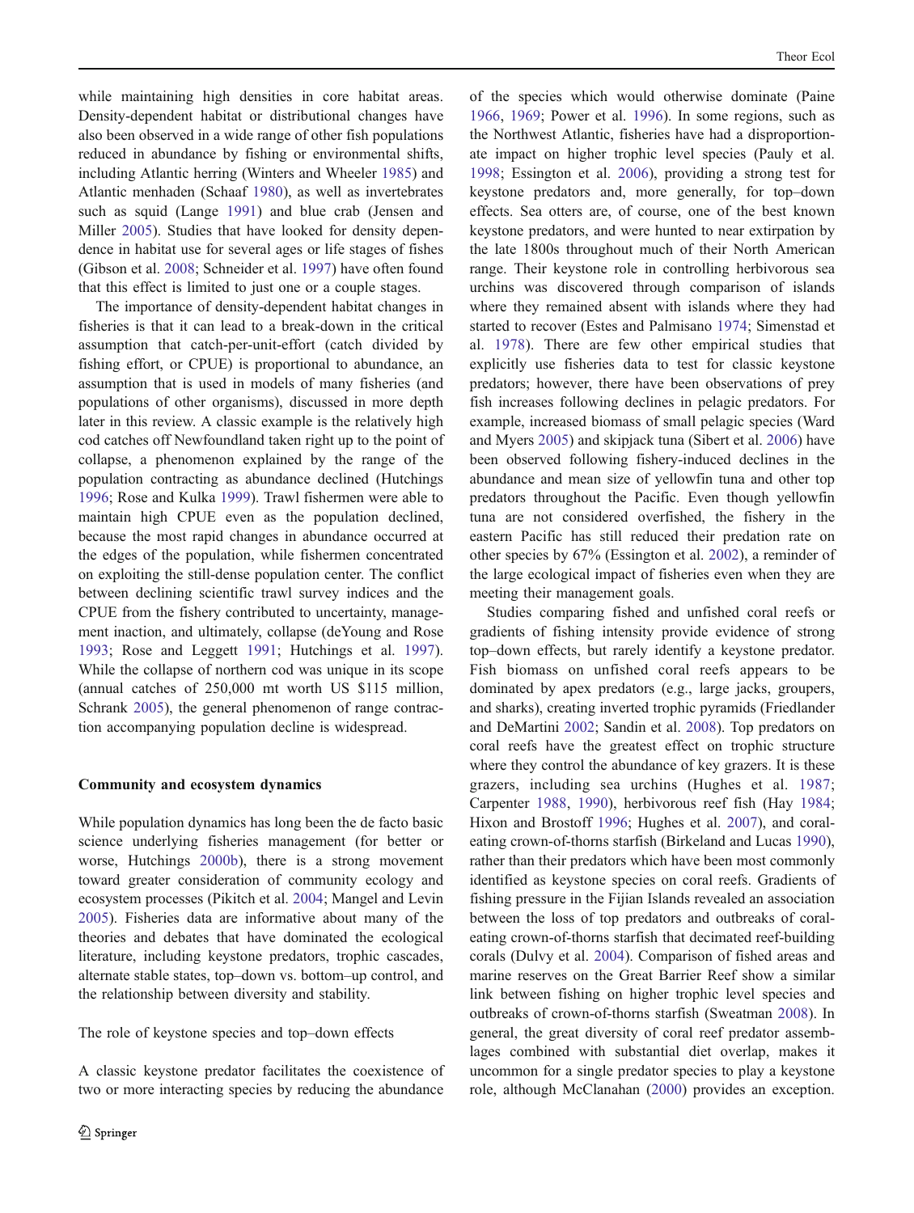while maintaining high densities in core habitat areas. Density-dependent habitat or distributional changes have also been observed in a wide range of other fish populations reduced in abundance by fishing or environmental shifts, including Atlantic herring (Winters and Wheeler 1985) and Atlantic menhaden (Schaaf 1980), as well as invertebrates such as squid (Lange 1991) and blue crab (Jensen and Miller 2005). Studies that have looked for density dependence in habitat use for several ages or life stages of fishes (Gibson et al. 2008; Schneider et al. 1997) have often found that this effect is limited to just one or a couple stages.

The importance of density-dependent habitat changes in fisheries is that it can lead to a break-down in the critical assumption that catch-per-unit-effort (catch divided by fishing effort, or CPUE) is proportional to abundance, an assumption that is used in models of many fisheries (and populations of other organisms), discussed in more depth later in this review. A classic example is the relatively high cod catches off Newfoundland taken right up to the point of collapse, a phenomenon explained by the range of the population contracting as abundance declined (Hutchings 1996; Rose and Kulka 1999). Trawl fishermen were able to maintain high CPUE even as the population declined, because the most rapid changes in abundance occurred at the edges of the population, while fishermen concentrated on exploiting the still-dense population center. The conflict between declining scientific trawl survey indices and the CPUE from the fishery contributed to uncertainty, management inaction, and ultimately, collapse (deYoung and Rose 1993; Rose and Leggett 1991; Hutchings et al. 1997). While the collapse of northern cod was unique in its scope (annual catches of 250,000 mt worth US $115 million, Schrank 2005), the general phenomenon of range contraction accompanying population decline is widespread.

## Community and ecosystem dynamics

While population dynamics has long been the de facto basic science underlying fisheries management (for better or worse, Hutchings 2000b), there is a strong movement toward greater consideration of community ecology and ecosystem processes (Pikitch et al. 2004; Mangel and Levin 2005). Fisheries data are informative about many of the theories and debates that have dominated the ecological literature, including keystone predators, trophic cascades, alternate stable states, top–down vs. bottom–up control, and the relationship between diversity and stability.

### The role of keystone species and top–down effects

A classic keystone predator facilitates the coexistence of two or more interacting species by reducing the abundance of the species which would otherwise dominate (Paine 1966, 1969; Power et al. 1996). In some regions, such as the Northwest Atlantic, fisheries have had a disproportionate impact on higher trophic level species (Pauly et al. 1998; Essington et al. 2006), providing a strong test for keystone predators and, more generally, for top–down effects. Sea otters are, of course, one of the best known keystone predators, and were hunted to near extirpation by the late 1800s throughout much of their North American range. Their keystone role in controlling herbivorous sea urchins was discovered through comparison of islands where they remained absent with islands where they had started to recover (Estes and Palmisano 1974; Simenstad et al. 1978). There are few other empirical studies that explicitly use fisheries data to test for classic keystone predators; however, there have been observations of prey fish increases following declines in pelagic predators. For example, increased biomass of small pelagic species (Ward and Myers 2005) and skipjack tuna (Sibert et al. 2006) have been observed following fishery-induced declines in the abundance and mean size of yellowfin tuna and other top predators throughout the Pacific. Even though yellowfin tuna are not considered overfished, the fishery in the eastern Pacific has still reduced their predation rate on other species by 67% (Essington et al. 2002), a reminder of the large ecological impact of fisheries even when they are meeting their management goals.

Studies comparing fished and unfished coral reefs or gradients of fishing intensity provide evidence of strong top–down effects, but rarely identify a keystone predator. Fish biomass on unfished coral reefs appears to be dominated by apex predators (e.g., large jacks, groupers, and sharks), creating inverted trophic pyramids (Friedlander and DeMartini 2002; Sandin et al. 2008). Top predators on coral reefs have the greatest effect on trophic structure where they control the abundance of key grazers. It is these grazers, including sea urchins (Hughes et al. 1987; Carpenter 1988, 1990), herbivorous reef fish (Hay 1984; Hixon and Brostoff 1996; Hughes et al. 2007), and coral-eating crown-of-thorns starfish (Birkeland and Lucas 1990), rather than their predators which have been most commonly identified as keystone species on coral reefs. Gradients of fishing pressure in the Fijian Islands revealed an association between the loss of top predators and outbreaks of coral-eating crown-of-thorns starfish that decimated reef-building corals (Dulvy et al. 2004). Comparison of fished areas and marine reserves on the Great Barrier Reef show a similar link between fishing on higher trophic level species and outbreaks of crown-of-thorns starfish (Sweatman 2008). In general, the great diversity of coral reef predator assemblages combined with substantial diet overlap, makes it uncommon for a single predator species to play a keystone role, although McClanahan (2000) provides an exception.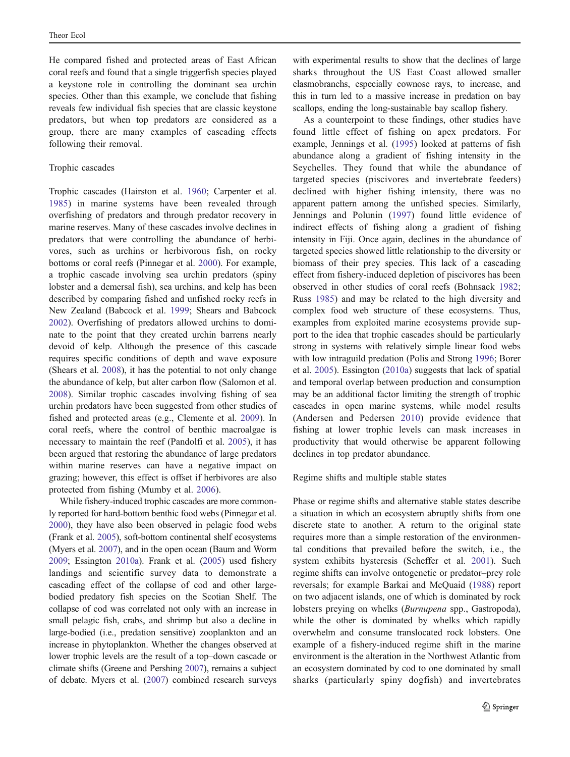He compared fished and protected areas of East African coral reefs and found that a single triggerfish species played a keystone role in controlling the dominant sea urchin species. Other than this example, we conclude that fishing reveals few individual fish species that are classic keystone predators, but when top predators are considered as a group, there are many examples of cascading effects following their removal.

### Trophic cascades

Trophic cascades (Hairston et al. 1960; Carpenter et al. 1985) in marine systems have been revealed through overfishing of predators and through predator recovery in marine reserves. Many of these cascades involve declines in predators that were controlling the abundance of herbivores, such as urchins or herbivorous fish, on rocky bottoms or coral reefs (Pinnegar et al. 2000). For example, a trophic cascade involving sea urchin predators (spiny lobster and a demersal fish), sea urchins, and kelp has been described by comparing fished and unfished rocky reefs in New Zealand (Babcock et al. 1999; Shears and Babcock 2002). Overfishing of predators allowed urchins to dominate to the point that they created urchin barrens nearly devoid of kelp. Although the presence of this cascade requires specific conditions of depth and wave exposure (Shears et al. 2008), it has the potential to not only change the abundance of kelp, but alter carbon flow (Salomon et al. 2008). Similar trophic cascades involving fishing of sea urchin predators have been suggested from other studies of fished and protected areas (e.g., Clemente et al. 2009). In coral reefs, where the control of benthic macroalgae is necessary to maintain the reef (Pandolfi et al. 2005), it has been argued that restoring the abundance of large predators within marine reserves can have a negative impact on grazing; however, this effect is offset if herbivores are also protected from fishing (Mumby et al. 2006).

While fishery-induced trophic cascades are more commonly reported for hard-bottom benthic food webs (Pinnegar et al. 2000), they have also been observed in pelagic food webs (Frank et al. 2005), soft-bottom continental shelf ecosystems (Myers et al. 2007), and in the open ocean (Baum and Worm 2009; Essington 2010a). Frank et al. (2005) used fishery landings and scientific survey data to demonstrate a cascading effect of the collapse of cod and other large-bodied predatory fish species on the Scotian Shelf. The collapse of cod was correlated not only with an increase in small pelagic fish, crabs, and shrimp but also a decline in large-bodied (i.e., predation sensitive) zooplankton and an increase in phytoplankton. Whether the changes observed at lower trophic levels are the result of a top–down cascade or climate shifts (Greene and Pershing 2007), remains a subject of debate. Myers et al. (2007) combined research surveys with experimental results to show that the declines of large sharks throughout the US East Coast allowed smaller elasmobranchs, especially cownose rays, to increase, and this in turn led to a massive increase in predation on bay scallops, ending the long-sustainable bay scallop fishery.

As a counterpoint to these findings, other studies have found little effect of fishing on apex predators. For example, Jennings et al. (1995) looked at patterns of fish abundance along a gradient of fishing intensity in the Seychelles. They found that while the abundance of targeted species (piscivores and invertebrate feeders) declined with higher fishing intensity, there was no apparent pattern among the unfished species. Similarly, Jennings and Polunin (1997) found little evidence of indirect effects of fishing along a gradient of fishing intensity in Fiji. Once again, declines in the abundance of targeted species showed little relationship to the diversity or biomass of their prey species. This lack of a cascading effect from fishery-induced depletion of piscivores has been observed in other studies of coral reefs (Bohnsack 1982; Russ 1985) and may be related to the high diversity and complex food web structure of these ecosystems. Thus, examples from exploited marine ecosystems provide support to the idea that trophic cascades should be particularly strong in systems with relatively simple linear food webs with low intraguild predation (Polis and Strong 1996; Borer et al. 2005). Essington (2010a) suggests that lack of spatial and temporal overlap between production and consumption may be an additional factor limiting the strength of trophic cascades in open marine systems, while model results (Andersen and Pedersen 2010) provide evidence that fishing at lower trophic levels can mask increases in productivity that would otherwise be apparent following declines in top predator abundance.

### Regime shifts and multiple stable states

Phase or regime shifts and alternative stable states describe a situation in which an ecosystem abruptly shifts from one discrete state to another. A return to the original state requires more than a simple restoration of the environmental conditions that prevailed before the switch, i.e., the system exhibits hysteresis (Scheffer et al. 2001). Such regime shifts can involve ontogenetic or predator–prey role reversals; for example Barkai and McQuaid (1988) report on two adjacent islands, one of which is dominated by rock lobsters preying on whelks (*Burnupena* spp., Gastropoda), while the other is dominated by whelks which rapidly overwhelm and consume translocated rock lobsters. One example of a fishery-induced regime shift in the marine environment is the alteration in the Northwest Atlantic from an ecosystem dominated by cod to one dominated by small sharks (particularly spiny dogfish) and invertebrates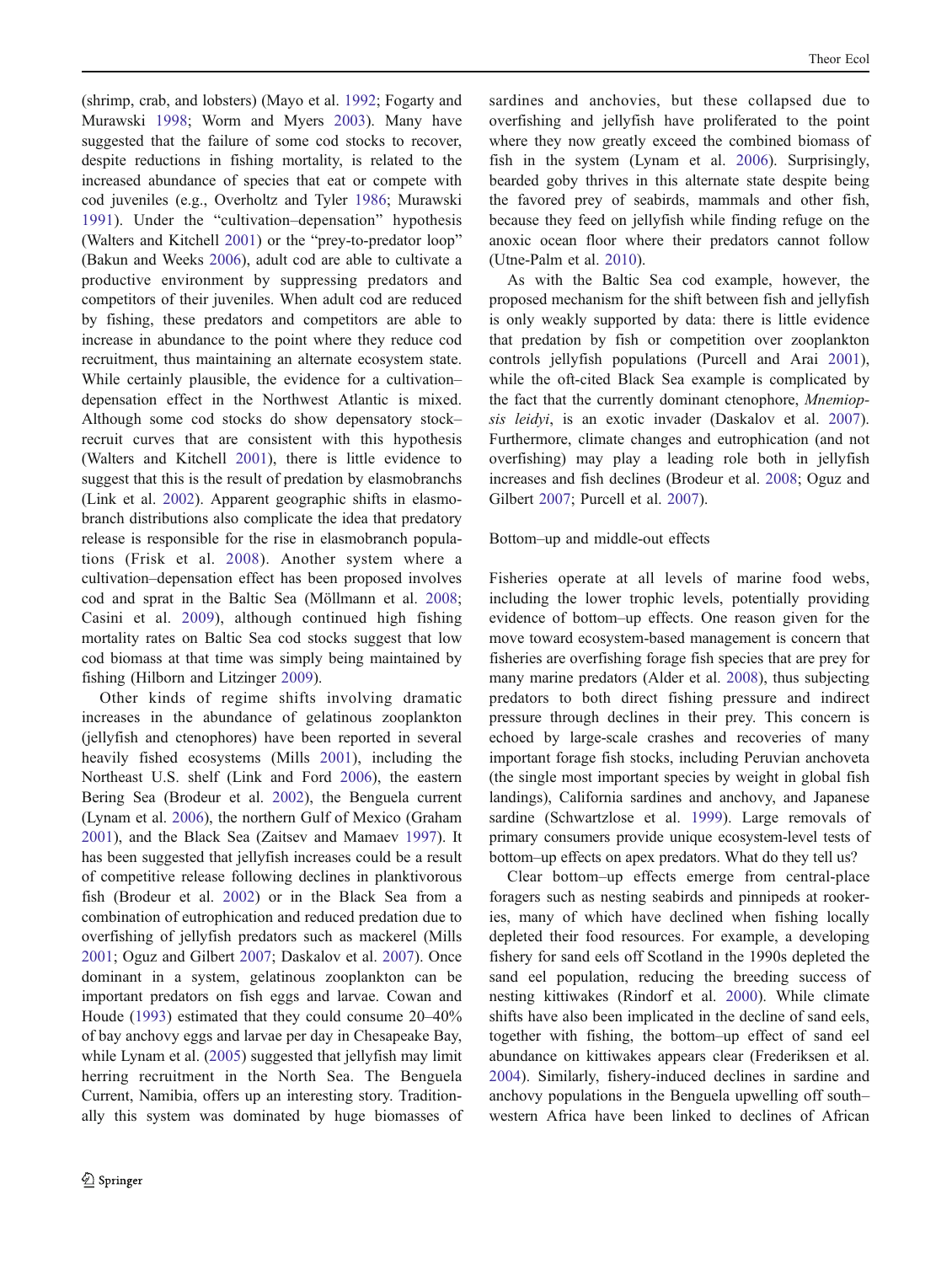(shrimp, crab, and lobsters) (Mayo et al. 1992; Fogarty and Murawski 1998; Worm and Myers 2003). Many have suggested that the failure of some cod stocks to recover, despite reductions in fishing mortality, is related to the increased abundance of species that eat or compete with cod juveniles (e.g., Overholtz and Tyler 1986; Murawski 1991). Under the "cultivation–depensation" hypothesis (Walters and Kitchell 2001) or the "prey-to-predator loop" (Bakun and Weeks 2006), adult cod are able to cultivate a productive environment by suppressing predators and competitors of their juveniles. When adult cod are reduced by fishing, these predators and competitors are able to increase in abundance to the point where they reduce cod recruitment, thus maintaining an alternate ecosystem state. While certainly plausible, the evidence for a cultivation–depensation effect in the Northwest Atlantic is mixed. Although some cod stocks do show depensatory stock–recruit curves that are consistent with this hypothesis (Walters and Kitchell 2001), there is little evidence to suggest that this is the result of predation by elasmobranchs (Link et al. 2002). Apparent geographic shifts in elasmobranch distributions also complicate the idea that predatory release is responsible for the rise in elasmobranch populations (Frisk et al. 2008). Another system where a cultivation–depensation effect has been proposed involves cod and sprat in the Baltic Sea (Möllmann et al. 2008; Casini et al. 2009), although continued high fishing mortality rates on Baltic Sea cod stocks suggest that low cod biomass at that time was simply being maintained by fishing (Hilborn and Litzinger 2009).

Other kinds of regime shifts involving dramatic increases in the abundance of gelatinous zooplankton (jellyfish and ctenophores) have been reported in several heavily fished ecosystems (Mills 2001), including the Northeast U.S. shelf (Link and Ford 2006), the eastern Bering Sea (Brodeur et al. 2002), the Benguela current (Lynam et al. 2006), the northern Gulf of Mexico (Graham 2001), and the Black Sea (Zaitsev and Mamaev 1997). It has been suggested that jellyfish increases could be a result of competitive release following declines in planktivorous fish (Brodeur et al. 2002) or in the Black Sea from a combination of eutrophication and reduced predation due to overfishing of jellyfish predators such as mackerel (Mills 2001; Oguz and Gilbert 2007; Daskalov et al. 2007). Once dominant in a system, gelatinous zooplankton can be important predators on fish eggs and larvae. Cowan and Houde (1993) estimated that they could consume 20–40% of bay anchovy eggs and larvae per day in Chesapeake Bay, while Lynam et al. (2005) suggested that jellyfish may limit herring recruitment in the North Sea. The Benguela Current, Namibia, offers up an interesting story. Traditionally this system was dominated by huge biomasses of sardines and anchovies, but these collapsed due to overfishing and jellyfish have proliferated to the point where they now greatly exceed the combined biomass of fish in the system (Lynam et al. 2006). Surprisingly, bearded goby thrives in this alternate state despite being the favored prey of seabirds, mammals and other fish, because they feed on jellyfish while finding refuge on the anoxic ocean floor where their predators cannot follow (Utne-Palm et al. 2010).

As with the Baltic Sea cod example, however, the proposed mechanism for the shift between fish and jellyfish is only weakly supported by data: there is little evidence that predation by fish or competition over zooplankton controls jellyfish populations (Purcell and Arai 2001), while the oft-cited Black Sea example is complicated by the fact that the currently dominant ctenophore, *Mnemiopsis leidyi*, is an exotic invader (Daskalov et al. 2007). Furthermore, climate changes and eutrophication (and not overfishing) may play a leading role both in jellyfish increases and fish declines (Brodeur et al. 2008; Oguz and Gilbert 2007; Purcell et al. 2007).

### Bottom–up and middle-out effects

Fisheries operate at all levels of marine food webs, including the lower trophic levels, potentially providing evidence of bottom–up effects. One reason given for the move toward ecosystem-based management is concern that fisheries are overfishing forage fish species that are prey for many marine predators (Alder et al. 2008), thus subjecting predators to both direct fishing pressure and indirect pressure through declines in their prey. This concern is echoed by large-scale crashes and recoveries of many important forage fish stocks, including Peruvian anchoveta (the single most important species by weight in global fish landings), California sardines and anchovy, and Japanese sardine (Schwartzlose et al. 1999). Large removals of primary consumers provide unique ecosystem-level tests of bottom–up effects on apex predators. What do they tell us?

Clear bottom–up effects emerge from central-place foragers such as nesting seabirds and pinnipeds at rookeries, many of which have declined when fishing locally depleted their food resources. For example, a developing fishery for sand eels off Scotland in the 1990s depleted the sand eel population, reducing the breeding success of nesting kittiwakes (Rindorf et al. 2000). While climate shifts have also been implicated in the decline of sand eels, together with fishing, the bottom–up effect of sand eel abundance on kittiwakes appears clear (Frederiksen et al. 2004). Similarly, fishery-induced declines in sardine and anchovy populations in the Benguela upwelling off south–western Africa have been linked to declines of African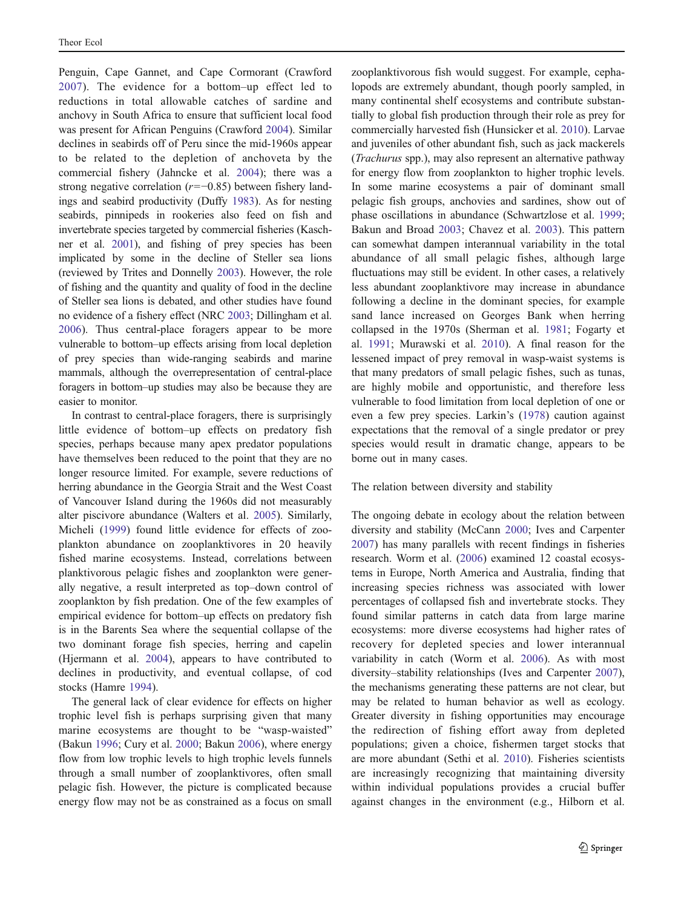Penguin, Cape Gannet, and Cape Cormorant (Crawford 2007). The evidence for a bottom–up effect led to reductions in total allowable catches of sardine and anchovy in South Africa to ensure that sufficient local food was present for African Penguins (Crawford 2004). Similar declines in seabirds off of Peru since the mid-1960s appear to be related to the depletion of anchoveta by the commercial fishery (Jahncke et al. 2004); there was a strong negative correlation ($r=-0.85$) between fishery landings and seabird productivity (Duffy 1983). As for nesting seabirds, pinnipeds in rookeries also feed on fish and invertebrate species targeted by commercial fisheries (Kaschner et al. 2001), and fishing of prey species has been implicated by some in the decline of Steller sea lions (reviewed by Trites and Donnelly 2003). However, the role of fishing and the quantity and quality of food in the decline of Steller sea lions is debated, and other studies have found no evidence of a fishery effect (NRC 2003; Dillingham et al. 2006). Thus central-place foragers appear to be more vulnerable to bottom–up effects arising from local depletion of prey species than wide-ranging seabirds and marine mammals, although the overrepresentation of central-place foragers in bottom–up studies may also be because they are easier to monitor.

In contrast to central-place foragers, there is surprisingly little evidence of bottom–up effects on predatory fish species, perhaps because many apex predator populations have themselves been reduced to the point that they are no longer resource limited. For example, severe reductions of herring abundance in the Georgia Strait and the West Coast of Vancouver Island during the 1960s did not measurably alter piscivore abundance (Walters et al. 2005). Similarly, Micheli (1999) found little evidence for effects of zooplankton abundance on zooplanktivores in 20 heavily fished marine ecosystems. Instead, correlations between planktivorous pelagic fishes and zooplankton were generally negative, a result interpreted as top–down control of zooplankton by fish predation. One of the few examples of empirical evidence for bottom–up effects on predatory fish is in the Barents Sea where the sequential collapse of the two dominant forage fish species, herring and capelin (Hjermann et al. 2004), appears to have contributed to declines in productivity, and eventual collapse, of cod stocks (Hamre 1994).

The general lack of clear evidence for effects on higher trophic level fish is perhaps surprising given that many marine ecosystems are thought to be "wasp-waisted" (Bakun 1996; Cury et al. 2000; Bakun 2006), where energy flow from low trophic levels to high trophic levels funnels through a small number of zooplanktivores, often small pelagic fish. However, the picture is complicated because energy flow may not be as constrained as a focus on small zooplanktivorous fish would suggest. For example, cephalopods are extremely abundant, though poorly sampled, in many continental shelf ecosystems and contribute substantially to global fish production through their role as prey for commercially harvested fish (Hunsicker et al. 2010). Larvae and juveniles of other abundant fish, such as jack mackerels (*Trachurus* spp.), may also represent an alternative pathway for energy flow from zooplankton to higher trophic levels. In some marine ecosystems a pair of dominant small pelagic fish groups, anchovies and sardines, show out of phase oscillations in abundance (Schwartzlose et al. 1999; Bakun and Broad 2003; Chavez et al. 2003). This pattern can somewhat dampen interannual variability in the total abundance of all small pelagic fishes, although large fluctuations may still be evident. In other cases, a relatively less abundant zooplanktivore may increase in abundance following a decline in the dominant species, for example sand lance increased on Georges Bank when herring collapsed in the 1970s (Sherman et al. 1981; Fogarty et al. 1991; Murawski et al. 2010). A final reason for the lessened impact of prey removal in wasp-waist systems is that many predators of small pelagic fishes, such as tunas, are highly mobile and opportunistic, and therefore less vulnerable to food limitation from local depletion of one or even a few prey species. Larkin's (1978) caution against expectations that the removal of a single predator or prey species would result in dramatic change, appears to be borne out in many cases.

## The relation between diversity and stability

The ongoing debate in ecology about the relation between diversity and stability (McCann 2000; Ives and Carpenter 2007) has many parallels with recent findings in fisheries research. Worm et al. (2006) examined 12 coastal ecosystems in Europe, North America and Australia, finding that increasing species richness was associated with lower percentages of collapsed fish and invertebrate stocks. They found similar patterns in catch data from large marine ecosystems: more diverse ecosystems had higher rates of recovery for depleted species and lower interannual variability in catch (Worm et al. 2006). As with most diversity–stability relationships (Ives and Carpenter 2007), the mechanisms generating these patterns are not clear, but may be related to human behavior as well as ecology. Greater diversity in fishing opportunities may encourage the redirection of fishing effort away from depleted populations; given a choice, fishermen target stocks that are more abundant (Sethi et al. 2010). Fisheries scientists are increasingly recognizing that maintaining diversity within individual populations provides a crucial buffer against changes in the environment (e.g., Hilborn et al.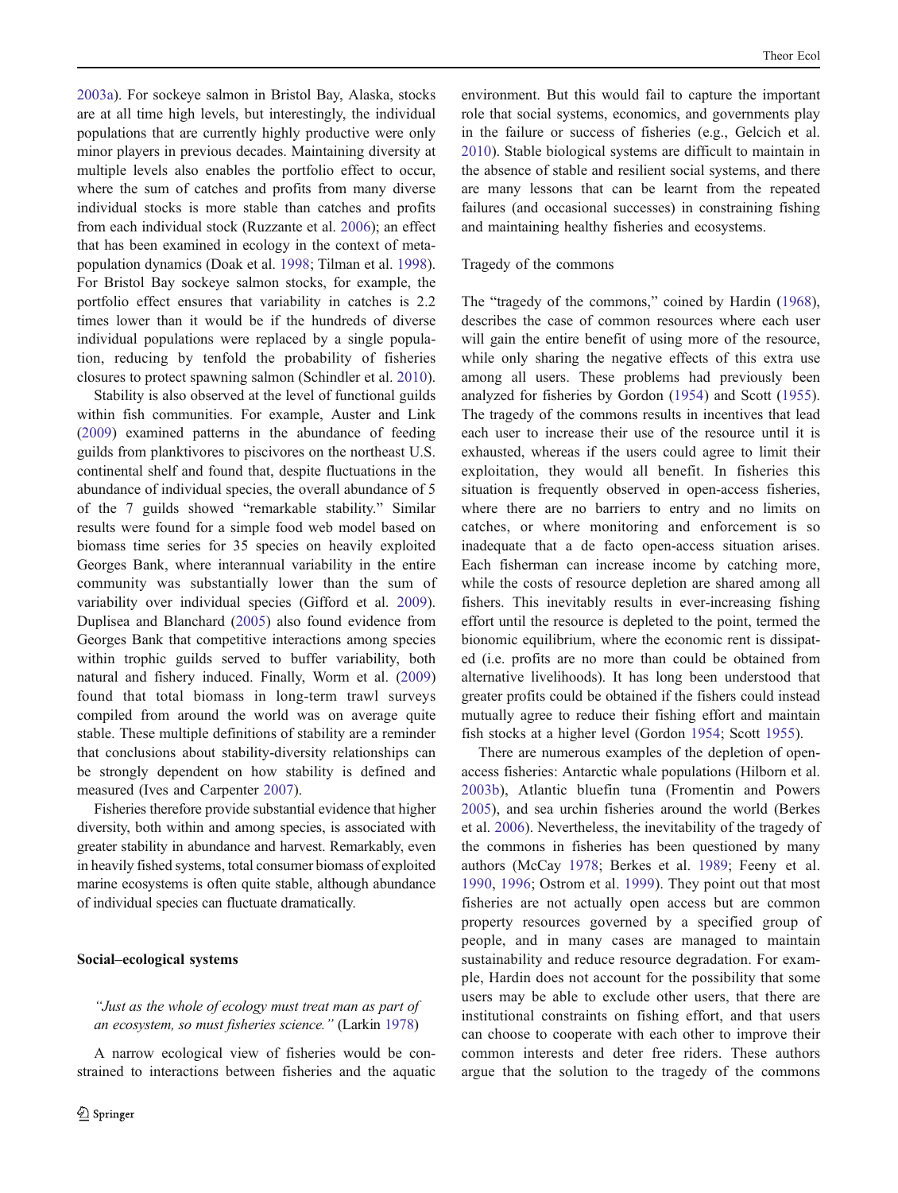2003a). For sockeye salmon in Bristol Bay, Alaska, stocks are at all time high levels, but interestingly, the individual populations that are currently highly productive were only minor players in previous decades. Maintaining diversity at multiple levels also enables the portfolio effect to occur, where the sum of catches and profits from many diverse individual stocks is more stable than catches and profits from each individual stock (Ruzzante et al. 2006); an effect that has been examined in ecology in the context of metapopulation dynamics (Doak et al. 1998; Tilman et al. 1998). For Bristol Bay sockeye salmon stocks, for example, the portfolio effect ensures that variability in catches is 2.2 times lower than it would be if the hundreds of diverse individual populations were replaced by a single population, reducing by tenfold the probability of fisheries closures to protect spawning salmon (Schindler et al. 2010).

Stability is also observed at the level of functional guilds within fish communities. For example, Auster and Link (2009) examined patterns in the abundance of feeding guilds from planktivores to piscivores on the northeast U.S. continental shelf and found that, despite fluctuations in the abundance of individual species, the overall abundance of 5 of the 7 guilds showed "remarkable stability." Similar results were found for a simple food web model based on biomass time series for 35 species on heavily exploited Georges Bank, where interannual variability in the entire community was substantially lower than the sum of variability over individual species (Gifford et al. 2009). Duplisea and Blanchard (2005) also found evidence from Georges Bank that competitive interactions among species within trophic guilds served to buffer variability, both natural and fishery induced. Finally, Worm et al. (2009) found that total biomass in long-term trawl surveys compiled from around the world was on average quite stable. These multiple definitions of stability are a reminder that conclusions about stability-diversity relationships can be strongly dependent on how stability is defined and measured (Ives and Carpenter 2007).

Fisheries therefore provide substantial evidence that higher diversity, both within and among species, is associated with greater stability in abundance and harvest. Remarkably, even in heavily fished systems, total consumer biomass of exploited marine ecosystems is often quite stable, although abundance of individual species can fluctuate dramatically.

## Social–ecological systems

*"Just as the whole of ecology must treat man as part of an ecosystem, so must fisheries science."* (Larkin 1978)

A narrow ecological view of fisheries would be constrained to interactions between fisheries and the aquatic environment. But this would fail to capture the important role that social systems, economics, and governments play in the failure or success of fisheries (e.g., Gelcich et al. 2010). Stable biological systems are difficult to maintain in the absence of stable and resilient social systems, and there are many lessons that can be learnt from the repeated failures (and occasional successes) in constraining fishing and maintaining healthy fisheries and ecosystems.

### Tragedy of the commons

The "tragedy of the commons," coined by Hardin (1968), describes the case of common resources where each user will gain the entire benefit of using more of the resource, while only sharing the negative effects of this extra use among all users. These problems had previously been analyzed for fisheries by Gordon (1954) and Scott (1955). The tragedy of the commons results in incentives that lead each user to increase their use of the resource until it is exhausted, whereas if the users could agree to limit their exploitation, they would all benefit. In fisheries this situation is frequently observed in open-access fisheries, where there are no barriers to entry and no limits on catches, or where monitoring and enforcement is so inadequate that a de facto open-access situation arises. Each fisherman can increase income by catching more, while the costs of resource depletion are shared among all fishers. This inevitably results in ever-increasing fishing effort until the resource is depleted to the point, termed the bionomic equilibrium, where the economic rent is dissipated (i.e. profits are no more than could be obtained from alternative livelihoods). It has long been understood that greater profits could be obtained if the fishers could instead mutually agree to reduce their fishing effort and maintain fish stocks at a higher level (Gordon 1954; Scott 1955).

There are numerous examples of the depletion of open-access fisheries: Antarctic whale populations (Hilborn et al. 2003b), Atlantic bluefin tuna (Fromentin and Powers 2005), and sea urchin fisheries around the world (Berkes et al. 2006). Nevertheless, the inevitability of the tragedy of the commons in fisheries has been questioned by many authors (McCay 1978; Berkes et al. 1989; Feeny et al. 1990, 1996; Ostrom et al. 1999). They point out that most fisheries are not actually open access but are common property resources governed by a specified group of people, and in many cases are managed to maintain sustainability and reduce resource degradation. For example, Hardin does not account for the possibility that some users may be able to exclude other users, that there are institutional constraints on fishing effort, and that users can choose to cooperate with each other to improve their common interests and deter free riders. These authors argue that the solution to the tragedy of the commons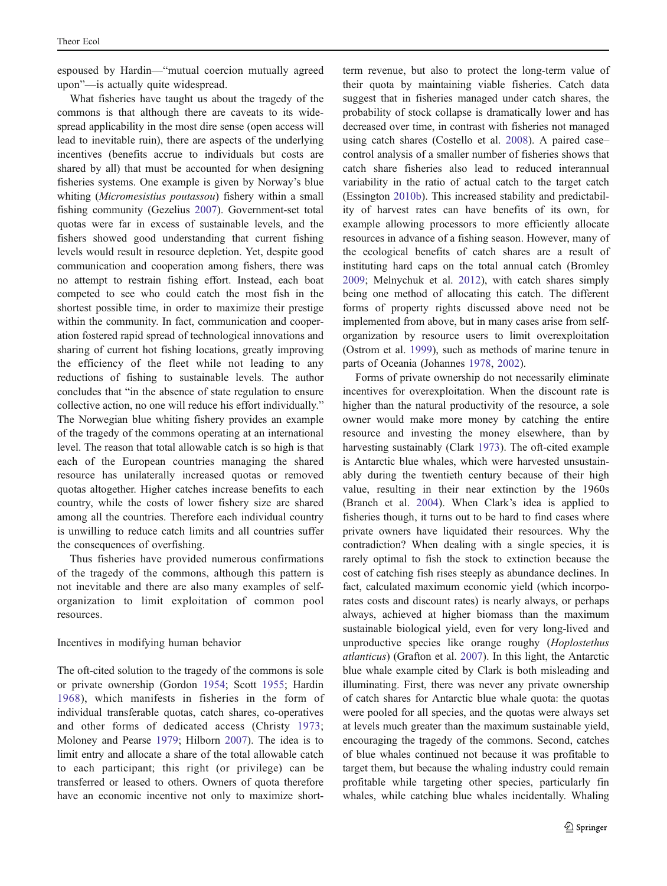espoused by Hardin—"mutual coercion mutually agreed upon"—is actually quite widespread.

What fisheries have taught us about the tragedy of the commons is that although there are caveats to its widespread applicability in the most dire sense (open access will lead to inevitable ruin), there are aspects of the underlying incentives (benefits accrue to individuals but costs are shared by all) that must be accounted for when designing fisheries systems. One example is given by Norway's blue whiting (*Micromesistius poutassou*) fishery within a small fishing community (Gezelius 2007). Government-set total quotas were far in excess of sustainable levels, and the fishers showed good understanding that current fishing levels would result in resource depletion. Yet, despite good communication and cooperation among fishers, there was no attempt to restrain fishing effort. Instead, each boat competed to see who could catch the most fish in the shortest possible time, in order to maximize their prestige within the community. In fact, communication and cooperation fostered rapid spread of technological innovations and sharing of current hot fishing locations, greatly improving the efficiency of the fleet while not leading to any reductions of fishing to sustainable levels. The author concludes that "in the absence of state regulation to ensure collective action, no one will reduce his effort individually." The Norwegian blue whiting fishery provides an example of the tragedy of the commons operating at an international level. The reason that total allowable catch is so high is that each of the European countries managing the shared resource has unilaterally increased quotas or removed quotas altogether. Higher catches increase benefits to each country, while the costs of lower fishery size are shared among all the countries. Therefore each individual country is unwilling to reduce catch limits and all countries suffer the consequences of overfishing.

Thus fisheries have provided numerous confirmations of the tragedy of the commons, although this pattern is not inevitable and there are also many examples of self-organization to limit exploitation of common pool resources.

## Incentives in modifying human behavior

The oft-cited solution to the tragedy of the commons is sole or private ownership (Gordon 1954; Scott 1955; Hardin 1968), which manifests in fisheries in the form of individual transferable quotas, catch shares, co-operatives and other forms of dedicated access (Christy 1973; Moloney and Pearse 1979; Hilborn 2007). The idea is to limit entry and allocate a share of the total allowable catch to each participant; this right (or privilege) can be transferred or leased to others. Owners of quota therefore have an economic incentive not only to maximize short-term revenue, but also to protect the long-term value of their quota by maintaining viable fisheries. Catch data suggest that in fisheries managed under catch shares, the probability of stock collapse is dramatically lower and has decreased over time, in contrast with fisheries not managed using catch shares (Costello et al. 2008). A paired case–control analysis of a smaller number of fisheries shows that catch share fisheries also lead to reduced interannual variability in the ratio of actual catch to the target catch (Essington 2010b). This increased stability and predictability of harvest rates can have benefits of its own, for example allowing processors to more efficiently allocate resources in advance of a fishing season. However, many of the ecological benefits of catch shares are a result of instituting hard caps on the total annual catch (Bromley 2009; Melnychuk et al. 2012), with catch shares simply being one method of allocating this catch. The different forms of property rights discussed above need not be implemented from above, but in many cases arise from self-organization by resource users to limit overexploitation (Ostrom et al. 1999), such as methods of marine tenure in parts of Oceania (Johannes 1978, 2002).

Forms of private ownership do not necessarily eliminate incentives for overexploitation. When the discount rate is higher than the natural productivity of the resource, a sole owner would make more money by catching the entire resource and investing the money elsewhere, than by harvesting sustainably (Clark 1973). The oft-cited example is Antarctic blue whales, which were harvested unsustainably during the twentieth century because of their high value, resulting in their near extinction by the 1960s (Branch et al. 2004). When Clark's idea is applied to fisheries though, it turns out to be hard to find cases where private owners have liquidated their resources. Why the contradiction? When dealing with a single species, it is rarely optimal to fish the stock to extinction because the cost of catching fish rises steeply as abundance declines. In fact, calculated maximum economic yield (which incorporates costs and discount rates) is nearly always, or perhaps always, achieved at higher biomass than the maximum sustainable biological yield, even for very long-lived and unproductive species like orange roughy (*Hoplostethus atlanticus*) (Grafton et al. 2007). In this light, the Antarctic blue whale example cited by Clark is both misleading and illuminating. First, there was never any private ownership of catch shares for Antarctic blue whale quota: the quotas were pooled for all species, and the quotas were always set at levels much greater than the maximum sustainable yield, encouraging the tragedy of the commons. Second, catches of blue whales continued not because it was profitable to target them, but because the whaling industry could remain profitable while targeting other species, particularly fin whales, while catching blue whales incidentally. Whaling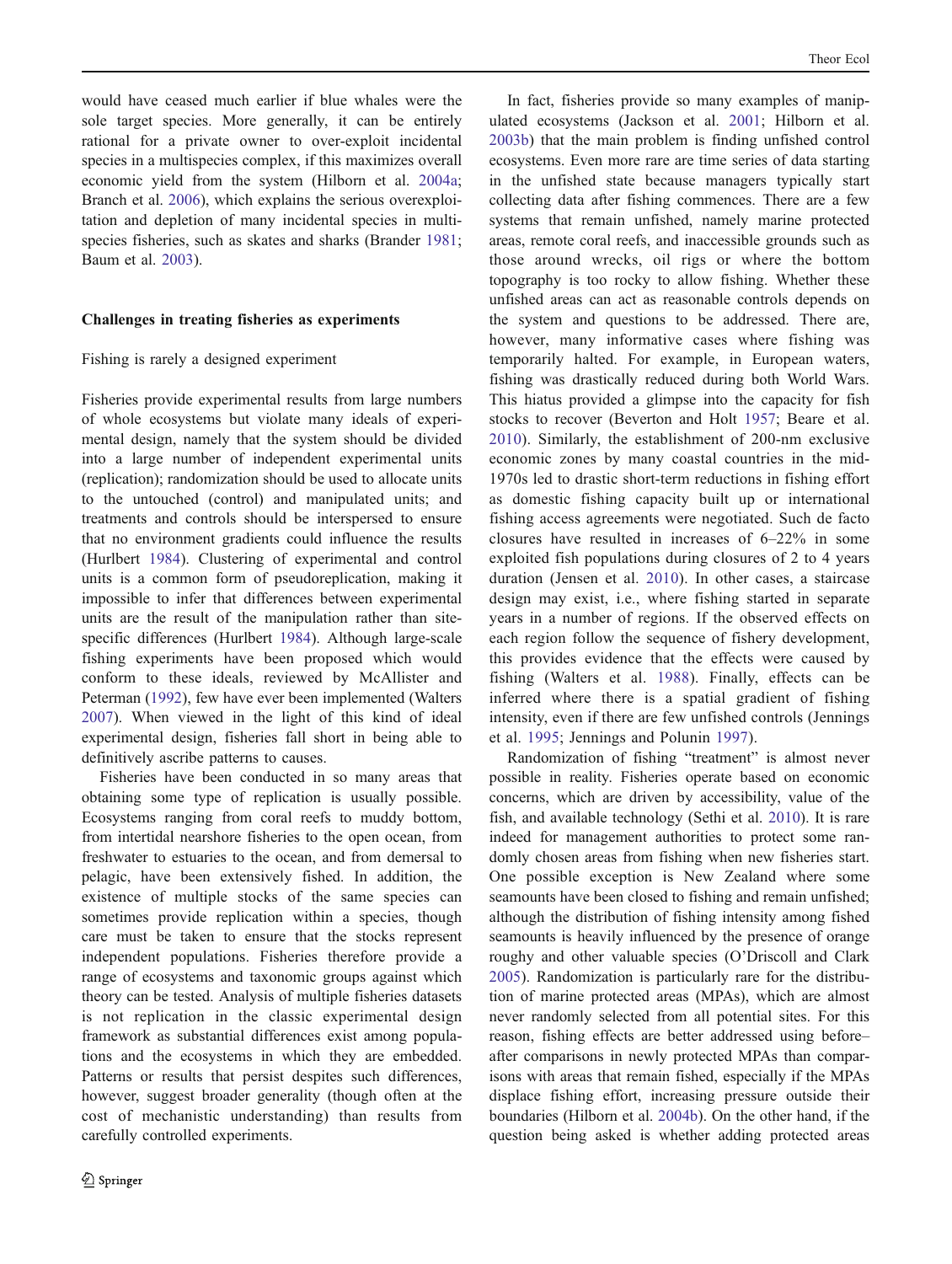would have ceased much earlier if blue whales were the sole target species. More generally, it can be entirely rational for a private owner to over-exploit incidental species in a multispecies complex, if this maximizes overall economic yield from the system (Hilborn et al. 2004a; Branch et al. 2006), which explains the serious overexploitation and depletion of many incidental species in multispecies fisheries, such as skates and sharks (Brander 1981; Baum et al. 2003).

## Challenges in treating fisheries as experiments

### Fishing is rarely a designed experiment

Fisheries provide experimental results from large numbers of whole ecosystems but violate many ideals of experimental design, namely that the system should be divided into a large number of independent experimental units (replication); randomization should be used to allocate units to the untouched (control) and manipulated units; and treatments and controls should be interspersed to ensure that no environment gradients could influence the results (Hurlbert 1984). Clustering of experimental and control units is a common form of pseudoreplication, making it impossible to infer that differences between experimental units are the result of the manipulation rather than site-specific differences (Hurlbert 1984). Although large-scale fishing experiments have been proposed which would conform to these ideals, reviewed by McAllister and Peterman (1992), few have ever been implemented (Walters 2007). When viewed in the light of this kind of ideal experimental design, fisheries fall short in being able to definitively ascribe patterns to causes.

Fisheries have been conducted in so many areas that obtaining some type of replication is usually possible. Ecosystems ranging from coral reefs to muddy bottom, from intertidal nearshore fisheries to the open ocean, from freshwater to estuaries to the ocean, and from demersal to pelagic, have been extensively fished. In addition, the existence of multiple stocks of the same species can sometimes provide replication within a species, though care must be taken to ensure that the stocks represent independent populations. Fisheries therefore provide a range of ecosystems and taxonomic groups against which theory can be tested. Analysis of multiple fisheries datasets is not replication in the classic experimental design framework as substantial differences exist among populations and the ecosystems in which they are embedded. Patterns or results that persist despites such differences, however, suggest broader generality (though often at the cost of mechanistic understanding) than results from carefully controlled experiments.

In fact, fisheries provide so many examples of manipulated ecosystems (Jackson et al. 2001; Hilborn et al. 2003b) that the main problem is finding unfished control ecosystems. Even more rare are time series of data starting in the unfished state because managers typically start collecting data after fishing commences. There are a few systems that remain unfished, namely marine protected areas, remote coral reefs, and inaccessible grounds such as those around wrecks, oil rigs or where the bottom topography is too rocky to allow fishing. Whether these unfished areas can act as reasonable controls depends on the system and questions to be addressed. There are, however, many informative cases where fishing was temporarily halted. For example, in European waters, fishing was drastically reduced during both World Wars. This hiatus provided a glimpse into the capacity for fish stocks to recover (Beverton and Holt 1957; Beare et al. 2010). Similarly, the establishment of 200-nm exclusive economic zones by many coastal countries in the mid-1970s led to drastic short-term reductions in fishing effort as domestic fishing capacity built up or international fishing access agreements were negotiated. Such de facto closures have resulted in increases of 6–22% in some exploited fish populations during closures of 2 to 4 years duration (Jensen et al. 2010). In other cases, a staircase design may exist, i.e., where fishing started in separate years in a number of regions. If the observed effects on each region follow the sequence of fishery development, this provides evidence that the effects were caused by fishing (Walters et al. 1988). Finally, effects can be inferred where there is a spatial gradient of fishing intensity, even if there are few unfished controls (Jennings et al. 1995; Jennings and Polunin 1997).

Randomization of fishing "treatment" is almost never possible in reality. Fisheries operate based on economic concerns, which are driven by accessibility, value of the fish, and available technology (Sethi et al. 2010). It is rare indeed for management authorities to protect some randomly chosen areas from fishing when new fisheries start. One possible exception is New Zealand where some seamounts have been closed to fishing and remain unfished; although the distribution of fishing intensity among fished seamounts is heavily influenced by the presence of orange roughy and other valuable species (O'Driscoll and Clark 2005). Randomization is particularly rare for the distribution of marine protected areas (MPAs), which are almost never randomly selected from all potential sites. For this reason, fishing effects are better addressed using before–after comparisons in newly protected MPAs than comparisons with areas that remain fished, especially if the MPAs displace fishing effort, increasing pressure outside their boundaries (Hilborn et al. 2004b). On the other hand, if the question being asked is whether adding protected areas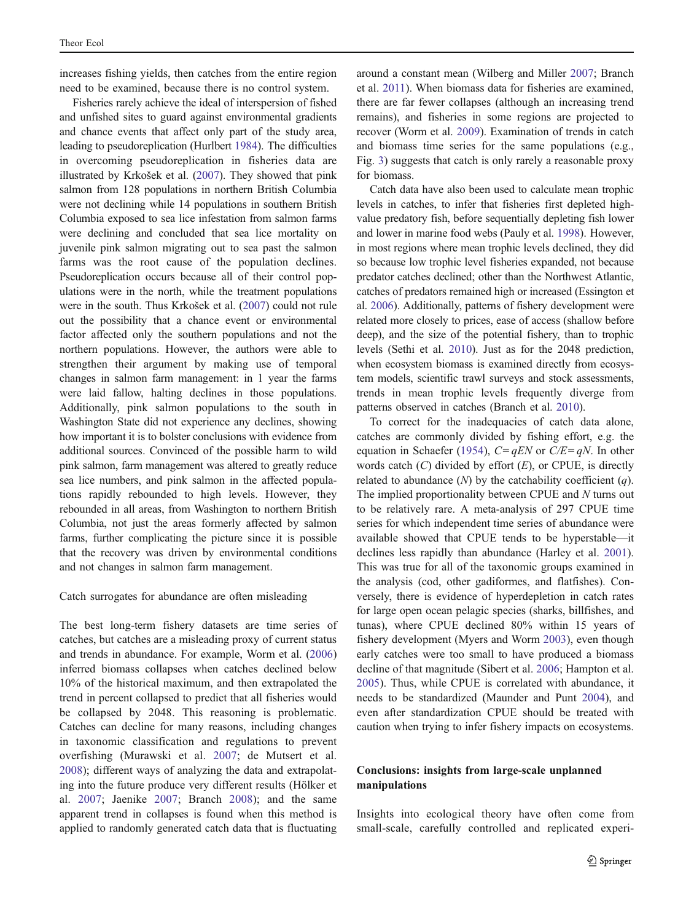increases fishing yields, then catches from the entire region need to be examined, because there is no control system.

Fisheries rarely achieve the ideal of interspersion of fished and unfished sites to guard against environmental gradients and chance events that affect only part of the study area, leading to pseudoreplication (Hurlbert 1984). The difficulties in overcoming pseudoreplication in fisheries data are illustrated by Krkošek et al. (2007). They showed that pink salmon from 128 populations in northern British Columbia were not declining while 14 populations in southern British Columbia exposed to sea lice infestation from salmon farms were declining and concluded that sea lice mortality on juvenile pink salmon migrating out to sea past the salmon farms was the root cause of the population declines. Pseudoreplication occurs because all of their control populations were in the north, while the treatment populations were in the south. Thus Krkošek et al. (2007) could not rule out the possibility that a chance event or environmental factor affected only the southern populations and not the northern populations. However, the authors were able to strengthen their argument by making use of temporal changes in salmon farm management: in 1 year the farms were laid fallow, halting declines in those populations. Additionally, pink salmon populations to the south in Washington State did not experience any declines, showing how important it is to bolster conclusions with evidence from additional sources. Convinced of the possible harm to wild pink salmon, farm management was altered to greatly reduce sea lice numbers, and pink salmon in the affected populations rapidly rebounded to high levels. However, they rebounded in all areas, from Washington to northern British Columbia, not just the areas formerly affected by salmon farms, further complicating the picture since it is possible that the recovery was driven by environmental conditions and not changes in salmon farm management.

### Catch surrogates for abundance are often misleading

The best long-term fishery datasets are time series of catches, but catches are a misleading proxy of current status and trends in abundance. For example, Worm et al. (2006) inferred biomass collapses when catches declined below 10% of the historical maximum, and then extrapolated the trend in percent collapsed to predict that all fisheries would be collapsed by 2048. This reasoning is problematic. Catches can decline for many reasons, including changes in taxonomic classification and regulations to prevent overfishing (Murawski et al. 2007; de Mutsert et al. 2008); different ways of analyzing the data and extrapolating into the future produce very different results (Hölker et al. 2007; Jaenike 2007; Branch 2008); and the same apparent trend in collapses is found when this method is applied to randomly generated catch data that is fluctuating around a constant mean (Wilberg and Miller 2007; Branch et al. 2011). When biomass data for fisheries are examined, there are far fewer collapses (although an increasing trend remains), and fisheries in some regions are projected to recover (Worm et al. 2009). Examination of trends in catch and biomass time series for the same populations (e.g., Fig. 3) suggests that catch is only rarely a reasonable proxy for biomass.

Catch data have also been used to calculate mean trophic levels in catches, to infer that fisheries first depleted high-value predatory fish, before sequentially depleting fish lower and lower in marine food webs (Pauly et al. 1998). However, in most regions where mean trophic levels declined, they did so because low trophic level fisheries expanded, not because predator catches declined; other than the Northwest Atlantic, catches of predators remained high or increased (Essington et al. 2006). Additionally, patterns of fishery development were related more closely to prices, ease of access (shallow before deep), and the size of the potential fishery, than to trophic levels (Sethi et al. 2010). Just as for the 2048 prediction, when ecosystem biomass is examined directly from ecosystem models, scientific trawl surveys and stock assessments, trends in mean trophic levels frequently diverge from patterns observed in catches (Branch et al. 2010).

To correct for the inadequacies of catch data alone, catches are commonly divided by fishing effort, e.g. the equation in Schaefer (1954), $C = qEN$ or $C/E = qN$. In other words catch ($C$) divided by effort ($E$), or CPUE, is directly related to abundance ($N$) by the catchability coefficient ($q$). The implied proportionality between CPUE and $N$ turns out to be relatively rare. A meta-analysis of 297 CPUE time series for which independent time series of abundance were available showed that CPUE tends to be hyperstable—it declines less rapidly than abundance (Harley et al. 2001). This was true for all of the taxonomic groups examined in the analysis (cod, other gadiformes, and flatfishes). Conversely, there is evidence of hyperdepletion in catch rates for large open ocean pelagic species (sharks, billfishes, and tunas), where CPUE declined 80% within 15 years of fishery development (Myers and Worm 2003), even though early catches were too small to have produced a biomass decline of that magnitude (Sibert et al. 2006; Hampton et al. 2005). Thus, while CPUE is correlated with abundance, it needs to be standardized (Maunder and Punt 2004), and even after standardization CPUE should be treated with caution when trying to infer fishery impacts on ecosystems.

## Conclusions: insights from large-scale unplanned manipulations

Insights into ecological theory have often come from small-scale, carefully controlled and replicated experi-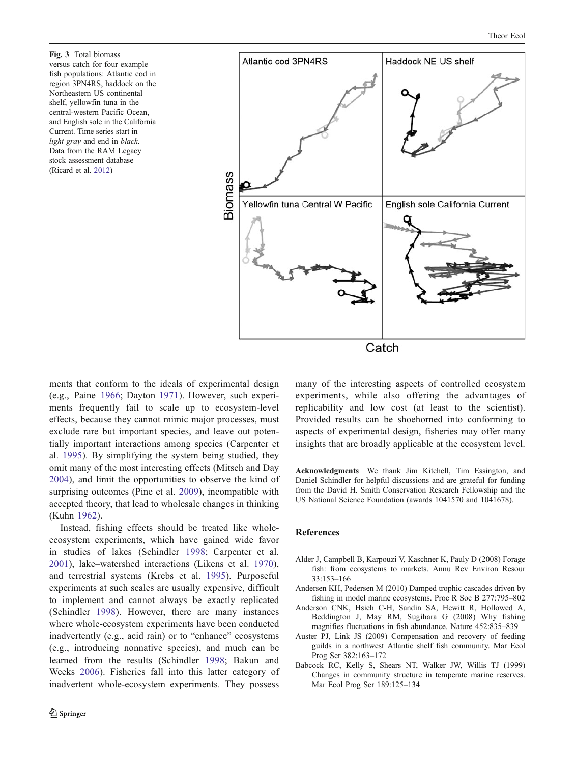**Fig. 3** Total biomass versus catch for four example fish populations: Atlantic cod in region 3PN4RS, haddock on the Northeastern US continental shelf, yellowfin tuna in the central-western Pacific Ocean, and English sole in the California Current. Time series start in *light gray* and end in *black*. Data from the RAM Legacy stock assessment database (Ricard et al. 2012)

ments that conform to the ideals of experimental design (e.g., Paine 1966; Dayton 1971). However, such experiments frequently fail to scale up to ecosystem-level effects, because they cannot mimic major processes, must exclude rare but potentially important species, and leave out potentially important interactions among species (Carpenter et al. 1995). By simplifying the system being studied, they omit many of the most interesting effects (Mitsch and Day 2004), and limit the opportunities to observe the kind of surprising outcomes (Pine et al. 2009), incompatible with accepted theory, that lead to wholesale changes in thinking (Kuhn 1962).

Instead, fishing effects should be treated like whole-ecosystem experiments, which have gained wide favor in studies of lakes (Schindler 1998; Carpenter et al. 2001), lake–watershed interactions (Likens et al. 1970), and terrestrial systems (Krebs et al. 1995). Purposeful experiments at such scales are usually expensive, difficult to implement and cannot always be exactly replicated (Schindler 1998). However, there are many instances where whole-ecosystem experiments have been conducted inadvertently (e.g., acid rain) or to "enhance" ecosystems (e.g., introducing nonnative species), and much can be learned from the results (Schindler 1998; Bakun and Weeks 2006). Fisheries fall into this latter category of inadvertent whole-ecosystem experiments. They possess many of the interesting aspects of controlled ecosystem experiments, while also offering the advantages of replicability and low cost (at least to the scientist). Provided results can be shoehorned into conforming to aspects of experimental design, fisheries may offer many insights that are broadly applicable at the ecosystem level.

**Acknowledgments** We thank Jim Kitchell, Tim Essington, and Daniel Schindler for helpful discussions and are grateful for funding from the David H. Smith Conservation Research Fellowship and the US National Science Foundation (awards 1041570 and 1041678).

## References

Alder J, Campbell B, Karpouzi V, Kaschner K, Pauly D (2008) Forage fish: from ecosystems to markets. Annu Rev Environ Resour 33:153–166

Andersen KH, Pedersen M (2010) Damped trophic cascades driven by fishing in model marine ecosystems. Proc R Soc B 277:795–802

Anderson CNK, Hsieh C-H, Sandin SA, Hewitt R, Hollowed A, Beddington J, May RM, Sugihara G (2008) Why fishing magnifies fluctuations in fish abundance. Nature 452:835–839

Auster PJ, Link JS (2009) Compensation and recovery of feeding guilds in a northwest Atlantic shelf fish community. Mar Ecol Prog Ser 382:163–172

Babcock RC, Kelly S, Shears NT, Walker JW, Willis TJ (1999) Changes in community structure in temperate marine reserves. Mar Ecol Prog Ser 189:125–134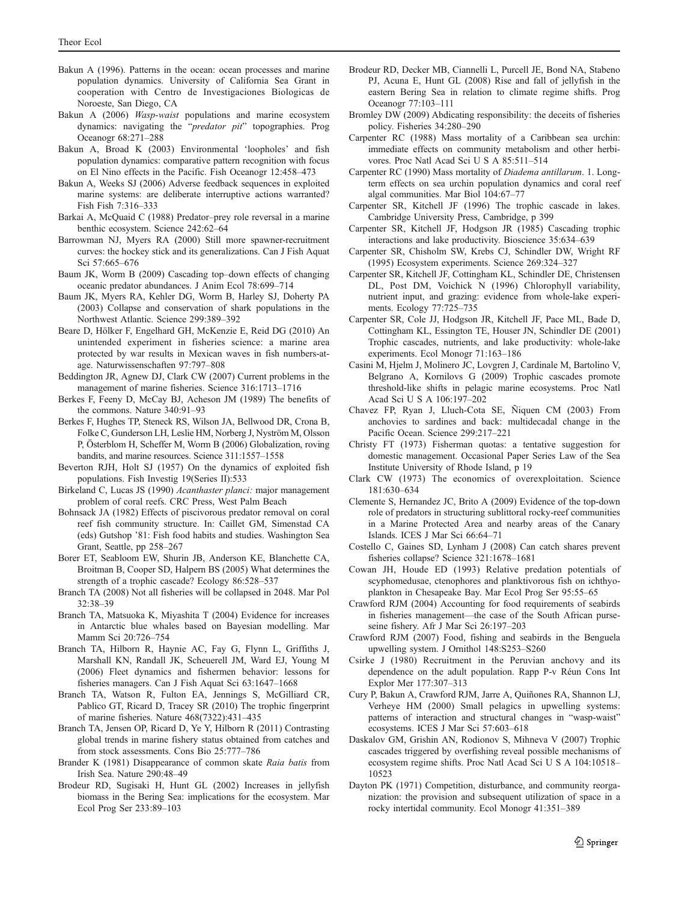Bakun A (1996). Patterns in the ocean: ocean processes and marine population dynamics. University of California Sea Grant in cooperation with Centro de Investigaciones Biologicas de Noroeste, San Diego, CA

Bakun A (2006) *Wasp-waist* populations and marine ecosystem dynamics: navigating the "*predator pit*" topographies. Prog Oceanogr 68:271–288

Bakun A, Broad K (2003) Environmental 'loopholes' and fish population dynamics: comparative pattern recognition with focus on El Nino effects in the Pacific. Fish Oceanogr 12:458–473

Bakun A, Weeks SJ (2006) Adverse feedback sequences in exploited marine systems: are deliberate interruptive actions warranted? Fish Fish 7:316–333

Barkai A, McQuaid C (1988) Predator–prey role reversal in a marine benthic ecosystem. Science 242:62–64

Barrowman NJ, Myers RA (2000) Still more spawner-recruitment curves: the hockey stick and its generalizations. Can J Fish Aquat Sci 57:665–676

Baum JK, Worm B (2009) Cascading top–down effects of changing oceanic predator abundances. J Anim Ecol 78:699–714

Baum JK, Myers RA, Kehler DG, Worm B, Harley SJ, Doherty PA (2003) Collapse and conservation of shark populations in the Northwest Atlantic. Science 299:389–392

Beare D, Hölker F, Engelhard GH, McKenzie E, Reid DG (2010) An unintended experiment in fisheries science: a marine area protected by war results in Mexican waves in fish numbers-at-age. Naturwissenschaften 97:797–808

Beddington JR, Agnew DJ, Clark CW (2007) Current problems in the management of marine fisheries. Science 316:1713–1716

Berkes F, Feeny D, McCay BJ, Acheson JM (1989) The benefits of the commons. Nature 340:91–93

Berkes F, Hughes TP, Steneck RS, Wilson JA, Bellwood DR, Crona B, Folke C, Gunderson LH, Leslie HM, Norberg J, Nyström M, Olsson P, Österblom H, Scheffer M, Worm B (2006) Globalization, roving bandits, and marine resources. Science 311:1557–1558

Beverton RJH, Holt SJ (1957) On the dynamics of exploited fish populations. Fish Investig 19(Series II):533

Birkeland C, Lucas JS (1990) *Acanthaster planci:* major management problem of coral reefs. CRC Press, West Palm Beach

Bohnsack JA (1982) Effects of piscivorous predator removal on coral reef fish community structure. In: Caillet GM, Simenstad CA (eds) Gutshop '81: Fish food habits and studies. Washington Sea Grant, Seattle, pp 258–267

Borer ET, Seabloom EW, Shurin JB, Anderson KE, Blanchette CA, Broitman B, Cooper SD, Halpern BS (2005) What determines the strength of a trophic cascade? Ecology 86:528–537

Branch TA (2008) Not all fisheries will be collapsed in 2048. Mar Pol 32:38–39

Branch TA, Matsuoka K, Miyashita T (2004) Evidence for increases in Antarctic blue whales based on Bayesian modelling. Mar Mamm Sci 20:726–754

Branch TA, Hilborn R, Haynie AC, Fay G, Flynn L, Griffiths J, Marshall KN, Randall JK, Scheuerell JM, Ward EJ, Young M (2006) Fleet dynamics and fishermen behavior: lessons for fisheries managers. Can J Fish Aquat Sci 63:1647–1668

Branch TA, Watson R, Fulton EA, Jennings S, McGilliard CR, Pablico GT, Ricard D, Tracey SR (2010) The trophic fingerprint of marine fisheries. Nature 468(7322):431–435

Branch TA, Jensen OP, Ricard D, Ye Y, Hilborn R (2011) Contrasting global trends in marine fishery status obtained from catches and from stock assessments. Cons Bio 25:777–786

Brander K (1981) Disappearance of common skate *Raia batis* from Irish Sea. Nature 290:48–49

Brodeur RD, Sugisaki H, Hunt GL (2002) Increases in jellyfish biomass in the Bering Sea: implications for the ecosystem. Mar Ecol Prog Ser 233:89–103

Brodeur RD, Decker MB, Ciannelli L, Purcell JE, Bond NA, Stabeno PJ, Acuna E, Hunt GL (2008) Rise and fall of jellyfish in the eastern Bering Sea in relation to climate regime shifts. Prog Oceanogr 77:103–111

Bromley DW (2009) Abdicating responsibility: the deceits of fisheries policy. Fisheries 34:280–290

Carpenter RC (1988) Mass mortality of a Caribbean sea urchin: immediate effects on community metabolism and other herbivores. Proc Natl Acad Sci U S A 85:511–514

Carpenter RC (1990) Mass mortality of *Diadema antillarum*. 1. Long-term effects on sea urchin population dynamics and coral reef algal communities. Mar Biol 104:67–77

Carpenter SR, Kitchell JF (1996) The trophic cascade in lakes. Cambridge University Press, Cambridge, p 399

Carpenter SR, Kitchell JF, Hodgson JR (1985) Cascading trophic interactions and lake productivity. Bioscience 35:634–639

Carpenter SR, Chisholm SW, Krebs CJ, Schindler DW, Wright RF (1995) Ecosystem experiments. Science 269:324–327

Carpenter SR, Kitchell JF, Cottingham KL, Schindler DE, Christensen DL, Post DM, Voichick N (1996) Chlorophyll variability, nutrient input, and grazing: evidence from whole-lake experiments. Ecology 77:725–735

Carpenter SR, Cole JJ, Hodgson JR, Kitchell JF, Pace ML, Bade D, Cottingham KL, Essington TE, Houser JN, Schindler DE (2001) Trophic cascades, nutrients, and lake productivity: whole-lake experiments. Ecol Monogr 71:163–186

Casini M, Hjelm J, Molinero JC, Lovgren J, Cardinale M, Bartolino V, Belgrano A, Kornilovs G (2009) Trophic cascades promote threshold-like shifts in pelagic marine ecosystems. Proc Natl Acad Sci U S A 106:197–202

Chavez FP, Ryan J, Lluch-Cota SE, Ñiquen CM (2003) From anchovies to sardines and back: multidecadal change in the Pacific Ocean. Science 299:217–221

Christy FT (1973) Fisherman quotas: a tentative suggestion for domestic management. Occasional Paper Series Law of the Sea Institute University of Rhode Island, p 19

Clark CW (1973) The economics of overexploitation. Science 181:630–634

Clemente S, Hernandez JC, Brito A (2009) Evidence of the top-down role of predators in structuring sublittoral rocky-reef communities in a Marine Protected Area and nearby areas of the Canary Islands. ICES J Mar Sci 66:64–71

Costello C, Gaines SD, Lynham J (2008) Can catch shares prevent fisheries collapse? Science 321:1678–1681

Cowan JH, Houde ED (1993) Relative predation potentials of scyphomedusae, ctenophores and planktivorous fish on ichthyoplankton in Chesapeake Bay. Mar Ecol Prog Ser 95:55–65

Crawford RJM (2004) Accounting for food requirements of seabirds in fisheries management—the case of the South African purse-seine fishery. Afr J Mar Sci 26:197–203

Crawford RJM (2007) Food, fishing and seabirds in the Benguela upwelling system. J Ornithol 148:S253–S260

Csirke J (1980) Recruitment in the Peruvian anchovy and its dependence on the adult population. Rapp P-v Réun Cons Int Explor Mer 177:307–313

Cury P, Bakun A, Crawford RJM, Jarre A, Quiñones RA, Shannon LJ, Verheye HM (2000) Small pelagics in upwelling systems: patterns of interaction and structural changes in "wasp-waist" ecosystems. ICES J Mar Sci 57:603–618

Daskalov GM, Grishin AN, Rodionov S, Mihneva V (2007) Trophic cascades triggered by overfishing reveal possible mechanisms of ecosystem regime shifts. Proc Natl Acad Sci U S A 104:10518–10523

Dayton PK (1971) Competition, disturbance, and community reorganization: the provision and subsequent utilization of space in a rocky intertidal community. Ecol Monogr 41:351–389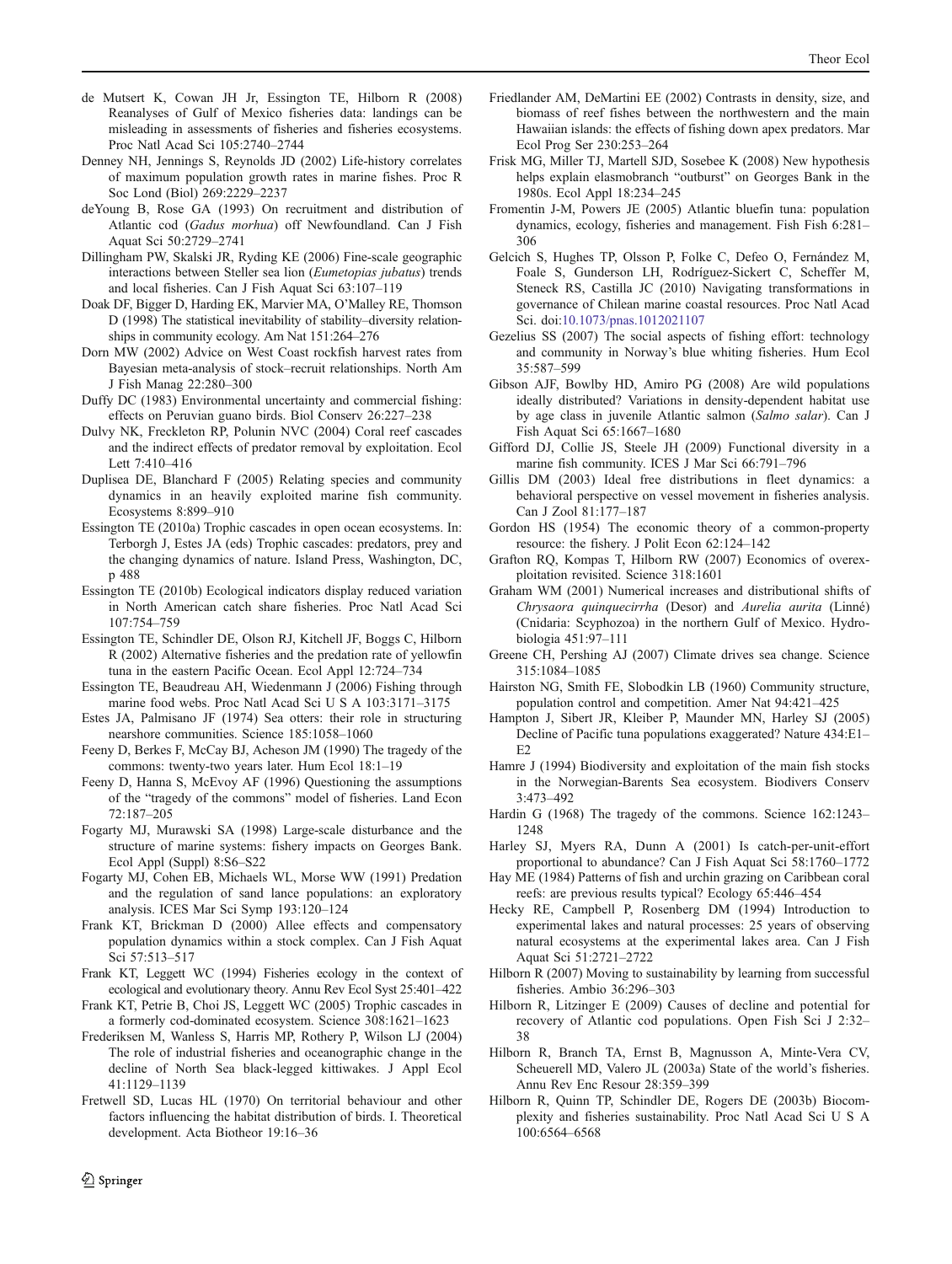de Mutsert K, Cowan JH Jr, Essington TE, Hilborn R (2008) Reanalyses of Gulf of Mexico fisheries data: landings can be misleading in assessments of fisheries and fisheries ecosystems. Proc Natl Acad Sci 105:2740–2744

Denney NH, Jennings S, Reynolds JD (2002) Life-history correlates of maximum population growth rates in marine fishes. Proc R Soc Lond (Biol) 269:2229–2237

deYoung B, Rose GA (1993) On recruitment and distribution of Atlantic cod (*Gadus morhua*) off Newfoundland. Can J Fish Aquat Sci 50:2729–2741

Dillingham PW, Skalski JR, Ryding KE (2006) Fine-scale geographic interactions between Steller sea lion (*Eumetopias jubatus*) trends and local fisheries. Can J Fish Aquat Sci 63:107–119

Doak DF, Bigger D, Harding EK, Marvier MA, O'Malley RE, Thomson D (1998) The statistical inevitability of stability–diversity relationships in community ecology. Am Nat 151:264–276

Dorn MW (2002) Advice on West Coast rockfish harvest rates from Bayesian meta-analysis of stock–recruit relationships. North Am J Fish Manag 22:280–300

Duffy DC (1983) Environmental uncertainty and commercial fishing: effects on Peruvian guano birds. Biol Conserv 26:227–238

Dulvy NK, Freckleton RP, Polunin NVC (2004) Coral reef cascades and the indirect effects of predator removal by exploitation. Ecol Lett 7:410–416

Duplisea DE, Blanchard F (2005) Relating species and community dynamics in an heavily exploited marine fish community. Ecosystems 8:899–910

Essington TE (2010a) Trophic cascades in open ocean ecosystems. In: Terborgh J, Estes JA (eds) Trophic cascades: predators, prey and the changing dynamics of nature. Island Press, Washington, DC, p 488

Essington TE (2010b) Ecological indicators display reduced variation in North American catch share fisheries. Proc Natl Acad Sci 107:754–759

Essington TE, Schindler DE, Olson RJ, Kitchell JF, Boggs C, Hilborn R (2002) Alternative fisheries and the predation rate of yellowfin tuna in the eastern Pacific Ocean. Ecol Appl 12:724–734

Essington TE, Beaudreau AH, Wiedenmann J (2006) Fishing through marine food webs. Proc Natl Acad Sci U S A 103:3171–3175

Estes JA, Palmisano JF (1974) Sea otters: their role in structuring nearshore communities. Science 185:1058–1060

Feeny D, Berkes F, McCay BJ, Acheson JM (1990) The tragedy of the commons: twenty-two years later. Hum Ecol 18:1–19

Feeny D, Hanna S, McEvoy AF (1996) Questioning the assumptions of the "tragedy of the commons" model of fisheries. Land Econ 72:187–205

Fogarty MJ, Murawski SA (1998) Large-scale disturbance and the structure of marine systems: fishery impacts on Georges Bank. Ecol Appl (Suppl) 8:S6–S22

Fogarty MJ, Cohen EB, Michaels WL, Morse WW (1991) Predation and the regulation of sand lance populations: an exploratory analysis. ICES Mar Sci Symp 193:120–124

Frank KT, Brickman D (2000) Allee effects and compensatory population dynamics within a stock complex. Can J Fish Aquat Sci 57:513–517

Frank KT, Leggett WC (1994) Fisheries ecology in the context of ecological and evolutionary theory. Annu Rev Ecol Syst 25:401–422

Frank KT, Petrie B, Choi JS, Leggett WC (2005) Trophic cascades in a formerly cod-dominated ecosystem. Science 308:1621–1623

Frederiksen M, Wanless S, Harris MP, Rothery P, Wilson LJ (2004) The role of industrial fisheries and oceanographic change in the decline of North Sea black-legged kittiwakes. J Appl Ecol 41:1129–1139

Fretwell SD, Lucas HL (1970) On territorial behaviour and other factors influencing the habitat distribution of birds. I. Theoretical development. Acta Biotheor 19:16–36

Friedlander AM, DeMartini EE (2002) Contrasts in density, size, and biomass of reef fishes between the northwestern and the main Hawaiian islands: the effects of fishing down apex predators. Mar Ecol Prog Ser 230:253–264

Frisk MG, Miller TJ, Martell SJD, Sosebee K (2008) New hypothesis helps explain elasmobranch "outburst" on Georges Bank in the 1980s. Ecol Appl 18:234–245

Fromentin J-M, Powers JE (2005) Atlantic bluefin tuna: population dynamics, ecology, fisheries and management. Fish Fish 6:281–306

Gelcich S, Hughes TP, Olsson P, Folke C, Defeo O, Fernández M, Foale S, Gunderson LH, Rodríguez-Sickert C, Scheffer M, Steneck RS, Castilla JC (2010) Navigating transformations in governance of Chilean marine coastal resources. Proc Natl Acad Sci. doi:10.1073/pnas.1012021107

Gezelius SS (2007) The social aspects of fishing effort: technology and community in Norway's blue whiting fisheries. Hum Ecol 35:587–599

Gibson AJF, Bowlby HD, Amiro PG (2008) Are wild populations ideally distributed? Variations in density-dependent habitat use by age class in juvenile Atlantic salmon (*Salmo salar*). Can J Fish Aquat Sci 65:1667–1680

Gifford DJ, Collie JS, Steele JH (2009) Functional diversity in a marine fish community. ICES J Mar Sci 66:791–796

Gillis DM (2003) Ideal free distributions in fleet dynamics: a behavioral perspective on vessel movement in fisheries analysis. Can J Zool 81:177–187

Gordon HS (1954) The economic theory of a common-property resource: the fishery. J Polit Econ 62:124–142

Grafton RQ, Kompas T, Hilborn RW (2007) Economics of overexploitation revisited. Science 318:1601

Graham WM (2001) Numerical increases and distributional shifts of *Chrysaora quinquecirrha* (Desor) and *Aurelia aurita* (Linné) (Cnidaria: Scyphozoa) in the northern Gulf of Mexico. Hydrobiologia 451:97–111

Greene CH, Pershing AJ (2007) Climate drives sea change. Science 315:1084–1085

Hairston NG, Smith FE, Slobodkin LB (1960) Community structure, population control and competition. Amer Nat 94:421–425

Hampton J, Sibert JR, Kleiber P, Maunder MN, Harley SJ (2005) Decline of Pacific tuna populations exaggerated? Nature 434:E1–E2

Hamre J (1994) Biodiversity and exploitation of the main fish stocks in the Norwegian-Barents Sea ecosystem. Biodivers Conserv 3:473–492

Hardin G (1968) The tragedy of the commons. Science 162:1243–1248

Harley SJ, Myers RA, Dunn A (2001) Is catch-per-unit-effort proportional to abundance? Can J Fish Aquat Sci 58:1760–1772

Hay ME (1984) Patterns of fish and urchin grazing on Caribbean coral reefs: are previous results typical? Ecology 65:446–454

Hecky RE, Campbell P, Rosenberg DM (1994) Introduction to experimental lakes and natural processes: 25 years of observing natural ecosystems at the experimental lakes area. Can J Fish Aquat Sci 51:2721–2722

Hilborn R (2007) Moving to sustainability by learning from successful fisheries. Ambio 36:296–303

Hilborn R, Litzinger E (2009) Causes of decline and potential for recovery of Atlantic cod populations. Open Fish Sci J 2:32–38

Hilborn R, Branch TA, Ernst B, Magnusson A, Minte-Vera CV, Scheuerell MD, Valero JL (2003a) State of the world's fisheries. Annu Rev Enc Resour 28:359–399

Hilborn R, Quinn TP, Schindler DE, Rogers DE (2003b) Biocomplexity and fisheries sustainability. Proc Natl Acad Sci U S A 100:6564–6568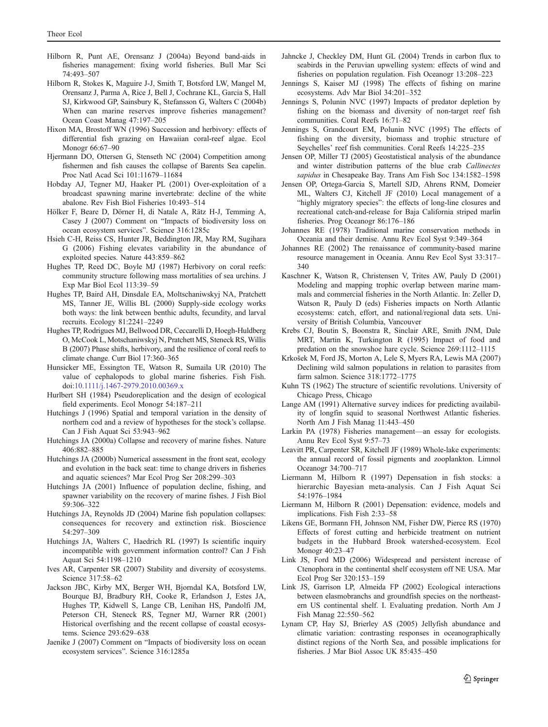Hilborn R, Punt AE, Orensanz J (2004a) Beyond band-aids in fisheries management: fixing world fisheries. Bull Mar Sci 74:493–507

Hilborn R, Stokes K, Maguire J-J, Smith T, Botsford LW, Mangel M, Orensanz J, Parma A, Rice J, Bell J, Cochrane KL, Garcia S, Hall SJ, Kirkwood GP, Sainsbury K, Stefansson G, Walters C (2004b) When can marine reserves improve fisheries management? Ocean Coast Manag 47:197–205

Hixon MA, Brostoff WN (1996) Succession and herbivory: effects of differential fish grazing on Hawaiian coral-reef algae. Ecol Monogr 66:67–90

Hjermann DO, Ottersen G, Stenseth NC (2004) Competition among fishermen and fish causes the collapse of Barents Sea capelin. Proc Natl Acad Sci 101:11679–11684

Hobday AJ, Tegner MJ, Haaker PL (2001) Over-exploitation of a broadcast spawning marine invertebrate: decline of the white abalone. Rev Fish Biol Fisheries 10:493–514

Hölker F, Beare D, Dörner H, di Natale A, Rätz H-J, Temming A, Casey J (2007) Comment on "Impacts of biodiversity loss on ocean ecosystem services". Science 316:1285c

Hsieh C-H, Reiss CS, Hunter JR, Beddington JR, May RM, Sugihara G (2006) Fishing elevates variability in the abundance of exploited species. Nature 443:859–862

Hughes TP, Reed DC, Boyle MJ (1987) Herbivory on coral reefs: community structure following mass mortalities of sea urchins. J Exp Mar Biol Ecol 113:39–59

Hughes TP, Baird AH, Dinsdale EA, Moltschaniwskyj NA, Pratchett MS, Tanner JE, Willis BL (2000) Supply-side ecology works both ways: the link between benthic adults, fecundity, and larval recruits. Ecology 81:2241–2249

Hughes TP, Rodrigues MJ, Bellwood DR, Ceccarelli D, Hoegh-Huldberg O, McCook L, Motschaniwskyj N, Pratchett MS, Steneck RS, Willis B (2007) Phase shifts, herbivory, and the resilience of coral reefs to climate change. Curr Biol 17:360–365

Hunsicker ME, Essington TE, Watson R, Sumaila UR (2010) The value of cephalopods to global marine fisheries. Fish Fish. doi:10.1111/j.1467-2979.2010.00369.x

Hurlbert SH (1984) Pseudoreplication and the design of ecological field experiments. Ecol Monogr 54:187–211

Hutchings J (1996) Spatial and temporal variation in the density of northern cod and a review of hypotheses for the stock's collapse. Can J Fish Aquat Sci 53:943–962

Hutchings JA (2000a) Collapse and recovery of marine fishes. Nature 406:882–885

Hutchings JA (2000b) Numerical assessment in the front seat, ecology and evolution in the back seat: time to change drivers in fisheries and aquatic sciences? Mar Ecol Prog Ser 208:299–303

Hutchings JA (2001) Influence of population decline, fishing, and spawner variability on the recovery of marine fishes. J Fish Biol 59:306–322

Hutchings JA, Reynolds JD (2004) Marine fish population collapses: consequences for recovery and extinction risk. Bioscience 54:297–309

Hutchings JA, Walters C, Haedrich RL (1997) Is scientific inquiry incompatible with government information control? Can J Fish Aquat Sci 54:1198–1210

Ives AR, Carpenter SR (2007) Stability and diversity of ecosystems. Science 317:58–62

Jackson JBC, Kirby MX, Berger WH, Bjorndal KA, Botsford LW, Bourque BJ, Bradbury RH, Cooke R, Erlandson J, Estes JA, Hughes TP, Kidwell S, Lange CB, Lenihan HS, Pandolfi JM, Peterson CH, Steneck RS, Tegner MJ, Warner RR (2001) Historical overfishing and the recent collapse of coastal ecosystems. Science 293:629–638

Jaenike J (2007) Comment on "Impacts of biodiversity loss on ocean ecosystem services". Science 316:1285a

Jahncke J, Checkley DM, Hunt GL (2004) Trends in carbon flux to seabirds in the Peruvian upwelling system: effects of wind and fisheries on population regulation. Fish Oceanogr 13:208–223

Jennings S, Kaiser MJ (1998) The effects of fishing on marine ecosystems. Adv Mar Biol 34:201–352

Jennings S, Polunin NVC (1997) Impacts of predator depletion by fishing on the biomass and diversity of non-target reef fish communities. Coral Reefs 16:71–82

Jennings S, Grandcourt EM, Polunin NVC (1995) The effects of fishing on the diversity, biomass and trophic structure of Seychelles' reef fish communities. Coral Reefs 14:225–235

Jensen OP, Miller TJ (2005) Geostatistical analysis of the abundance and winter distribution patterns of the blue crab *Callinectes sapidus* in Chesapeake Bay. Trans Am Fish Soc 134:1582–1598

Jensen OP, Ortega-Garcia S, Martell SJD, Ahrens RNM, Domeier ML, Walters CJ, Kitchell JF (2010) Local management of a "highly migratory species": the effects of long-line closures and recreational catch-and-release for Baja California striped marlin fisheries. Prog Oceanogr 86:176–186

Johannes RE (1978) Traditional marine conservation methods in Oceania and their demise. Annu Rev Ecol Syst 9:349–364

Johannes RE (2002) The renaissance of community-based marine resource management in Oceania. Annu Rev Ecol Syst 33:317–340

Kaschner K, Watson R, Christensen V, Trites AW, Pauly D (2001) Modeling and mapping trophic overlap between marine mammals and commercial fisheries in the North Atlantic. In: Zeller D, Watson R, Pauly D (eds) Fisheries impacts on North Atlantic ecosystems: catch, effort, and national/regional data sets. University of British Columbia, Vancouver

Krebs CJ, Boutin S, Boonstra R, Sinclair ARE, Smith JNM, Dale MRT, Martin K, Turkington R (1995) Impact of food and predation on the snowshoe hare cycle. Science 269:1112–1115

Krkošek M, Ford JS, Morton A, Lele S, Myers RA, Lewis MA (2007) Declining wild salmon populations in relation to parasites from farm salmon. Science 318:1772–1775

Kuhn TS (1962) The structure of scientific revolutions. University of Chicago Press, Chicago

Lange AM (1991) Alternative survey indices for predicting availability of longfin squid to seasonal Northwest Atlantic fisheries. North Am J Fish Manag 11:443–450

Larkin PA (1978) Fisheries management—an essay for ecologists. Annu Rev Ecol Syst 9:57–73

Leavitt PR, Carpenter SR, Kitchell JF (1989) Whole-lake experiments: the annual record of fossil pigments and zooplankton. Limnol Oceanogr 34:700–717

Liermann M, Hilborn R (1997) Depensation in fish stocks: a hierarchic Bayesian meta-analysis. Can J Fish Aquat Sci 54:1976–1984

Liermann M, Hilborn R (2001) Depensation: evidence, models and implications. Fish Fish 2:33–58

Likens GE, Bormann FH, Johnson NM, Fisher DW, Pierce RS (1970) Effects of forest cutting and herbicide treatment on nutrient budgets in the Hubbard Brook watershed-ecosystem. Ecol Monogr 40:23–47

Link JS, Ford MD (2006) Widespread and persistent increase of Ctenophora in the continental shelf ecosystem off NE USA. Mar Ecol Prog Ser 320:153–159

Link JS, Garrison LP, Almeida FP (2002) Ecological interactions between elasmobranchs and groundfish species on the northeastern US continental shelf. I. Evaluating predation. North Am J Fish Manag 22:550–562

Lynam CP, Hay SJ, Brierley AS (2005) Jellyfish abundance and climatic variation: contrasting responses in oceanographically distinct regions of the North Sea, and possible implications for fisheries. J Mar Biol Assoc UK 85:435–450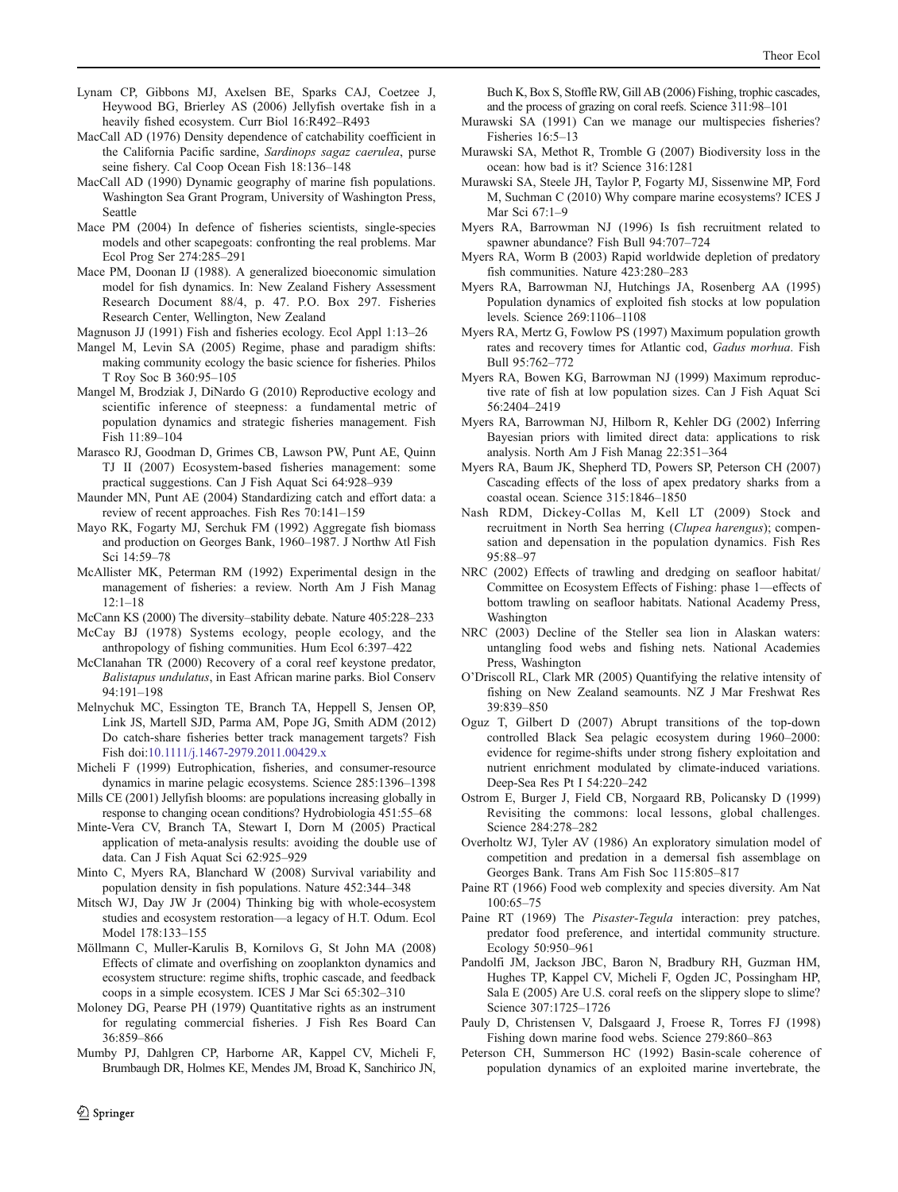Lynam CP, Gibbons MJ, Axelsen BE, Sparks CAJ, Coetzee J, Heywood BG, Brierley AS (2006) Jellyfish overtake fish in a heavily fished ecosystem. Curr Biol 16:R492–R493

MacCall AD (1976) Density dependence of catchability coefficient in the California Pacific sardine, *Sardinops sagaz caerulea*, purse seine fishery. Cal Coop Ocean Fish 18:136–148

MacCall AD (1990) Dynamic geography of marine fish populations. Washington Sea Grant Program, University of Washington Press, Seattle

Mace PM (2004) In defence of fisheries scientists, single-species models and other scapegoats: confronting the real problems. Mar Ecol Prog Ser 274:285–291

Mace PM, Doonan IJ (1988). A generalized bioeconomic simulation model for fish dynamics. In: New Zealand Fishery Assessment Research Document 88/4, p. 47. P.O. Box 297. Fisheries Research Center, Wellington, New Zealand

Magnuson JJ (1991) Fish and fisheries ecology. Ecol Appl 1:13–26

Mangel M, Levin SA (2005) Regime, phase and paradigm shifts: making community ecology the basic science for fisheries. Philos T Roy Soc B 360:95–105

Mangel M, Brodziak J, DiNardo G (2010) Reproductive ecology and scientific inference of steepness: a fundamental metric of population dynamics and strategic fisheries management. Fish Fish 11:89–104

Marasco RJ, Goodman D, Grimes CB, Lawson PW, Punt AE, Quinn TJ II (2007) Ecosystem-based fisheries management: some practical suggestions. Can J Fish Aquat Sci 64:928–939

Maunder MN, Punt AE (2004) Standardizing catch and effort data: a review of recent approaches. Fish Res 70:141–159

Mayo RK, Fogarty MJ, Serchuk FM (1992) Aggregate fish biomass and production on Georges Bank, 1960–1987. J Northw Atl Fish Sci 14:59–78

McAllister MK, Peterman RM (1992) Experimental design in the management of fisheries: a review. North Am J Fish Manag 12:1–18

McCann KS (2000) The diversity–stability debate. Nature 405:228–233

McCay BJ (1978) Systems ecology, people ecology, and the anthropology of fishing communities. Hum Ecol 6:397–422

McClanahan TR (2000) Recovery of a coral reef keystone predator, *Balistapus undulatus*, in East African marine parks. Biol Conserv 94:191–198

Melnychuk MC, Essington TE, Branch TA, Heppell S, Jensen OP, Link JS, Martell SJD, Parma AM, Pope JG, Smith ADM (2012) Do catch-share fisheries better track management targets? Fish Fish doi:10.1111/j.1467-2979.2011.00429.x

Micheli F (1999) Eutrophication, fisheries, and consumer-resource dynamics in marine pelagic ecosystems. Science 285:1396–1398

Mills CE (2001) Jellyfish blooms: are populations increasing globally in response to changing ocean conditions? Hydrobiologia 451:55–68

Minte-Vera CV, Branch TA, Stewart I, Dorn M (2005) Practical application of meta-analysis results: avoiding the double use of data. Can J Fish Aquat Sci 62:925–929

Minto C, Myers RA, Blanchard W (2008) Survival variability and population density in fish populations. Nature 452:344–348

Mitsch WJ, Day JW Jr (2004) Thinking big with whole-ecosystem studies and ecosystem restoration—a legacy of H.T. Odum. Ecol Model 178:133–155

Möllmann C, Muller-Karulis B, Kornilovs G, St John MA (2008) Effects of climate and overfishing on zooplankton dynamics and ecosystem structure: regime shifts, trophic cascade, and feedback coops in a simple ecosystem. ICES J Mar Sci 65:302–310

Moloney DG, Pearse PH (1979) Quantitative rights as an instrument for regulating commercial fisheries. J Fish Res Board Can 36:859–866

Mumby PJ, Dahlgren CP, Harborne AR, Kappel CV, Micheli F, Brumbaugh DR, Holmes KE, Mendes JM, Broad K, Sanchirico JN, Buch K, Box S, Stoffle RW, Gill AB (2006) Fishing, trophic cascades, and the process of grazing on coral reefs. Science 311:98–101

Murawski SA (1991) Can we manage our multispecies fisheries? Fisheries 16:5–13

Murawski SA, Methot R, Tromble G (2007) Biodiversity loss in the ocean: how bad is it? Science 316:1281

Murawski SA, Steele JH, Taylor P, Fogarty MJ, Sissenwine MP, Ford M, Suchman C (2010) Why compare marine ecosystems? ICES J Mar Sci 67:1–9

Myers RA, Barrowman NJ (1996) Is fish recruitment related to spawner abundance? Fish Bull 94:707–724

Myers RA, Worm B (2003) Rapid worldwide depletion of predatory fish communities. Nature 423:280–283

Myers RA, Barrowman NJ, Hutchings JA, Rosenberg AA (1995) Population dynamics of exploited fish stocks at low population levels. Science 269:1106–1108

Myers RA, Mertz G, Fowlow PS (1997) Maximum population growth rates and recovery times for Atlantic cod, *Gadus morhua*. Fish Bull 95:762–772

Myers RA, Bowen KG, Barrowman NJ (1999) Maximum reproductive rate of fish at low population sizes. Can J Fish Aquat Sci 56:2404–2419

Myers RA, Barrowman NJ, Hilborn R, Kehler DG (2002) Inferring Bayesian priors with limited direct data: applications to risk analysis. North Am J Fish Manag 22:351–364

Myers RA, Baum JK, Shepherd TD, Powers SP, Peterson CH (2007) Cascading effects of the loss of apex predatory sharks from a coastal ocean. Science 315:1846–1850

Nash RDM, Dickey-Collas M, Kell LT (2009) Stock and recruitment in North Sea herring (*Clupea harengus*); compensation and depensation in the population dynamics. Fish Res 95:88–97

NRC (2002) Effects of trawling and dredging on seafloor habitat/ Committee on Ecosystem Effects of Fishing: phase 1—effects of bottom trawling on seafloor habitats. National Academy Press, Washington

NRC (2003) Decline of the Steller sea lion in Alaskan waters: untangling food webs and fishing nets. National Academies Press, Washington

O'Driscoll RL, Clark MR (2005) Quantifying the relative intensity of fishing on New Zealand seamounts. NZ J Mar Freshwat Res 39:839–850

Oguz T, Gilbert D (2007) Abrupt transitions of the top-down controlled Black Sea pelagic ecosystem during 1960–2000: evidence for regime-shifts under strong fishery exploitation and nutrient enrichment modulated by climate-induced variations. Deep-Sea Res Pt I 54:220–242

Ostrom E, Burger J, Field CB, Norgaard RB, Policansky D (1999) Revisiting the commons: local lessons, global challenges. Science 284:278–282

Overholtz WJ, Tyler AV (1986) An exploratory simulation model of competition and predation in a demersal fish assemblage on Georges Bank. Trans Am Fish Soc 115:805–817

Paine RT (1966) Food web complexity and species diversity. Am Nat 100:65–75

Paine RT (1969) The *Pisaster-Tegula* interaction: prey patches, predator food preference, and intertidal community structure. Ecology 50:950–961

Pandolfi JM, Jackson JBC, Baron N, Bradbury RH, Guzman HM, Hughes TP, Kappel CV, Micheli F, Ogden JC, Possingham HP, Sala E (2005) Are U.S. coral reefs on the slippery slope to slime? Science 307:1725–1726

Pauly D, Christensen V, Dalsgaard J, Froese R, Torres FJ (1998) Fishing down marine food webs. Science 279:860–863

Peterson CH, Summerson HC (1992) Basin-scale coherence of population dynamics of an exploited marine invertebrate, the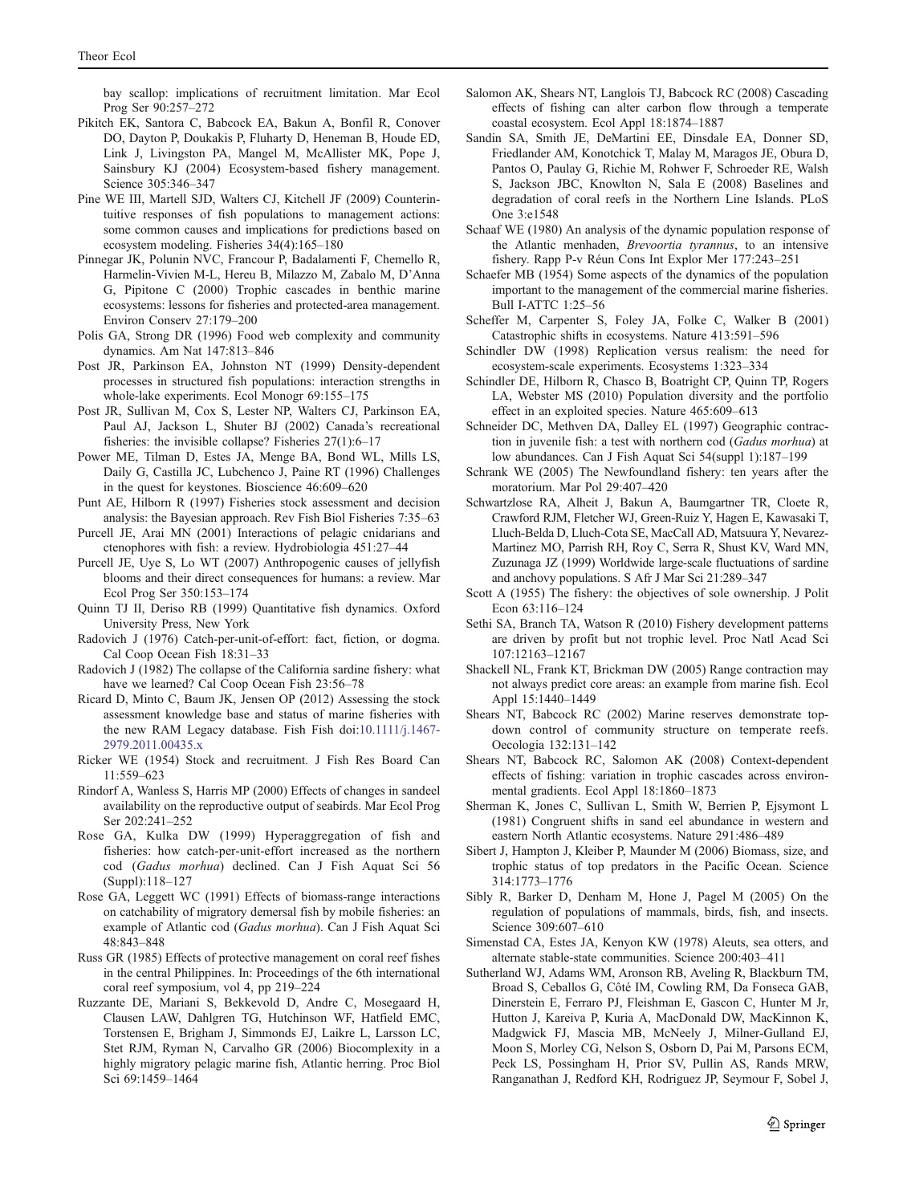bay scallop: implications of recruitment limitation. Mar Ecol Prog Ser 90:257–272

Pikitch EK, Santora C, Babcock EA, Bakun A, Bonfil R, Conover DO, Dayton P, Doukakis P, Fluharty D, Heneman B, Houde ED, Link J, Livingston PA, Mangel M, McAllister MK, Pope J, Sainsbury KJ (2004) Ecosystem-based fishery management. Science 305:346–347

Pine WE III, Martell SJD, Walters CJ, Kitchell JF (2009) Counterintuitive responses of fish populations to management actions: some common causes and implications for predictions based on ecosystem modeling. Fisheries 34(4):165–180

Pinnegar JK, Polunin NVC, Francour P, Badalamenti F, Chemello R, Harmelin-Vivien M-L, Hereu B, Milazzo M, Zabalo M, D'Anna G, Pipitone C (2000) Trophic cascades in benthic marine ecosystems: lessons for fisheries and protected-area management. Environ Conserv 27:179–200

Polis GA, Strong DR (1996) Food web complexity and community dynamics. Am Nat 147:813–846

Post JR, Parkinson EA, Johnston NT (1999) Density-dependent processes in structured fish populations: interaction strengths in whole-lake experiments. Ecol Monogr 69:155–175

Post JR, Sullivan M, Cox S, Lester NP, Walters CJ, Parkinson EA, Paul AJ, Jackson L, Shuter BJ (2002) Canada's recreational fisheries: the invisible collapse? Fisheries 27(1):6–17

Power ME, Tilman D, Estes JA, Menge BA, Bond WL, Mills LS, Daily G, Castilla JC, Lubchenco J, Paine RT (1996) Challenges in the quest for keystones. Bioscience 46:609–620

Punt AE, Hilborn R (1997) Fisheries stock assessment and decision analysis: the Bayesian approach. Rev Fish Biol Fisheries 7:35–63

Purcell JE, Arai MN (2001) Interactions of pelagic cnidarians and ctenophores with fish: a review. Hydrobiologia 451:27–44

Purcell JE, Uye S, Lo WT (2007) Anthropogenic causes of jellyfish blooms and their direct consequences for humans: a review. Mar Ecol Prog Ser 350:153–174

Quinn TJ II, Deriso RB (1999) Quantitative fish dynamics. Oxford University Press, New York

Radovich J (1976) Catch-per-unit-of-effort: fact, fiction, or dogma. Cal Coop Ocean Fish 18:31–33

Radovich J (1982) The collapse of the California sardine fishery: what have we learned? Cal Coop Ocean Fish 23:56–78

Ricard D, Minto C, Baum JK, Jensen OP (2012) Assessing the stock assessment knowledge base and status of marine fisheries with the new RAM Legacy database. Fish Fish doi:10.1111/j.1467-2979.2011.00435.x

Ricker WE (1954) Stock and recruitment. J Fish Res Board Can 11:559–623

Rindorf A, Wanless S, Harris MP (2000) Effects of changes in sandeel availability on the reproductive output of seabirds. Mar Ecol Prog Ser 202:241–252

Rose GA, Kulka DW (1999) Hyperaggregation of fish and fisheries: how catch-per-unit-effort increased as the northern cod (*Gadus morhua*) declined. Can J Fish Aquat Sci 56 (Suppl):118–127

Rose GA, Leggett WC (1991) Effects of biomass-range interactions on catchability of migratory demersal fish by mobile fisheries: an example of Atlantic cod (*Gadus morhua*). Can J Fish Aquat Sci 48:843–848

Russ GR (1985) Effects of protective management on coral reef fishes in the central Philippines. In: Proceedings of the 6th international coral reef symposium, vol 4, pp 219–224

Ruzzante DE, Mariani S, Bekkevold D, Andre C, Mosegaard H, Clausen LAW, Dahlgren TG, Hutchinson WF, Hatfield EMC, Torstensen E, Brigham J, Simmonds EJ, Laikre L, Larsson LC, Stet RJM, Ryman N, Carvalho GR (2006) Biocomplexity in a highly migratory pelagic marine fish, Atlantic herring. Proc Biol Sci 69:1459–1464

Salomon AK, Shears NT, Langlois TJ, Babcock RC (2008) Cascading effects of fishing can alter carbon flow through a temperate coastal ecosystem. Ecol Appl 18:1874–1887

Sandin SA, Smith JE, DeMartini EE, Dinsdale EA, Donner SD, Friedlander AM, Konotchick T, Malay M, Maragos JE, Obura D, Pantos O, Paulay G, Richie M, Rohwer F, Schroeder RE, Walsh S, Jackson JBC, Knowlton N, Sala E (2008) Baselines and degradation of coral reefs in the Northern Line Islands. PLoS One 3:e1548

Schaaf WE (1980) An analysis of the dynamic population response of the Atlantic menhaden, *Brevoortia tyrannus*, to an intensive fishery. Rapp P-v Réun Cons Int Explor Mer 177:243–251

Schaefer MB (1954) Some aspects of the dynamics of the population important to the management of the commercial marine fisheries. Bull I-ATTC 1:25–56

Scheffer M, Carpenter S, Foley JA, Folke C, Walker B (2001) Catastrophic shifts in ecosystems. Nature 413:591–596

Schindler DW (1998) Replication versus realism: the need for ecosystem-scale experiments. Ecosystems 1:323–334

Schindler DE, Hilborn R, Chasco B, Boatright CP, Quinn TP, Rogers LA, Webster MS (2010) Population diversity and the portfolio effect in an exploited species. Nature 465:609–613

Schneider DC, Methven DA, Dalley EL (1997) Geographic contraction in juvenile fish: a test with northern cod (*Gadus morhua*) at low abundances. Can J Fish Aquat Sci 54(suppl 1):187–199

Schrank WE (2005) The Newfoundland fishery: ten years after the moratorium. Mar Pol 29:407–420

Schwartzlose RA, Alheit J, Bakun A, Baumgartner TR, Cloete R, Crawford RJM, Fletcher WJ, Green-Ruiz Y, Hagen E, Kawasaki T, Lluch-Belda D, Lluch-Cota SE, MacCall AD, Matsuura Y, Nevarez-Martinez MO, Parrish RH, Roy C, Serra R, Shust KV, Ward MN, Zuzunaga JZ (1999) Worldwide large-scale fluctuations of sardine and anchovy populations. S Afr J Mar Sci 21:289–347

Scott A (1955) The fishery: the objectives of sole ownership. J Polit Econ 63:116–124

Sethi SA, Branch TA, Watson R (2010) Fishery development patterns are driven by profit but not trophic level. Proc Natl Acad Sci 107:12163–12167

Shackell NL, Frank KT, Brickman DW (2005) Range contraction may not always predict core areas: an example from marine fish. Ecol Appl 15:1440–1449

Shears NT, Babcock RC (2002) Marine reserves demonstrate top-down control of community structure on temperate reefs. Oecologia 132:131–142

Shears NT, Babcock RC, Salomon AK (2008) Context-dependent effects of fishing: variation in trophic cascades across environmental gradients. Ecol Appl 18:1860–1873

Sherman K, Jones C, Sullivan L, Smith W, Berrien P, Ejsymont L (1981) Congruent shifts in sand eel abundance in western and eastern North Atlantic ecosystems. Nature 291:486–489

Sibert J, Hampton J, Kleiber P, Maunder M (2006) Biomass, size, and trophic status of top predators in the Pacific Ocean. Science 314:1773–1776

Sibly R, Barker D, Denham M, Hone J, Pagel M (2005) On the regulation of populations of mammals, birds, fish, and insects. Science 309:607–610

Simenstad CA, Estes JA, Kenyon KW (1978) Aleuts, sea otters, and alternate stable-state communities. Science 200:403–411

Sutherland WJ, Adams WM, Aronson RB, Aveling R, Blackburn TM, Broad S, Ceballos G, Côté IM, Cowling RM, Da Fonseca GAB, Dinerstein E, Ferraro PJ, Fleishman E, Gascon C, Hunter M Jr, Hutton J, Kareiva P, Kuria A, MacDonald DW, MacKinnon K, Madgwick FJ, Mascia MB, McNeely J, Milner-Gulland EJ, Moon S, Morley CG, Nelson S, Osborn D, Pai M, Parsons ECM, Peck LS, Possingham H, Prior SV, Pullin AS, Rands MRW, Ranganathan J, Redford KH, Rodriguez JP, Seymour F, Sobel J,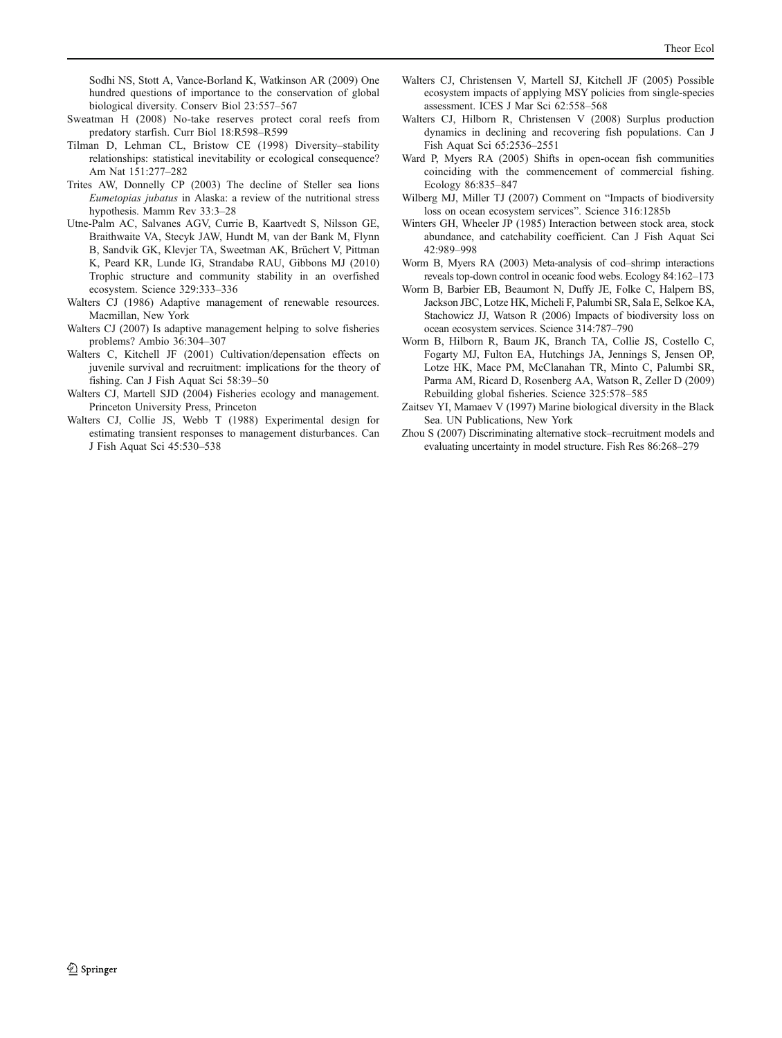Sodhi NS, Stott A, Vance-Borland K, Watkinson AR (2009) One hundred questions of importance to the conservation of global biological diversity. Conserv Biol 23:557–567

Sweatman H (2008) No-take reserves protect coral reefs from predatory starfish. Curr Biol 18:R598–R599

Tilman D, Lehman CL, Bristow CE (1998) Diversity–stability relationships: statistical inevitability or ecological consequence? Am Nat 151:277–282

Trites AW, Donnelly CP (2003) The decline of Steller sea lions *Eumetopias jubatus* in Alaska: a review of the nutritional stress hypothesis. Mamm Rev 33:3–28

Utne-Palm AC, Salvanes AGV, Currie B, Kaartvedt S, Nilsson GE, Braithwaite VA, Stecyk JAW, Hundt M, van der Bank M, Flynn B, Sandvik GK, Klevjer TA, Sweetman AK, Brüchert V, Pittman K, Peard KR, Lunde IG, Strandabø RAU, Gibbons MJ (2010) Trophic structure and community stability in an overfished ecosystem. Science 329:333–336

Walters CJ (1986) Adaptive management of renewable resources. Macmillan, New York

Walters CJ (2007) Is adaptive management helping to solve fisheries problems? Ambio 36:304–307

Walters C, Kitchell JF (2001) Cultivation/depensation effects on juvenile survival and recruitment: implications for the theory of fishing. Can J Fish Aquat Sci 58:39–50

Walters CJ, Martell SJD (2004) Fisheries ecology and management. Princeton University Press, Princeton

Walters CJ, Collie JS, Webb T (1988) Experimental design for estimating transient responses to management disturbances. Can J Fish Aquat Sci 45:530–538

Walters CJ, Christensen V, Martell SJ, Kitchell JF (2005) Possible ecosystem impacts of applying MSY policies from single-species assessment. ICES J Mar Sci 62:558–568

Walters CJ, Hilborn R, Christensen V (2008) Surplus production dynamics in declining and recovering fish populations. Can J Fish Aquat Sci 65:2536–2551

Ward P, Myers RA (2005) Shifts in open-ocean fish communities coinciding with the commencement of commercial fishing. Ecology 86:835–847

Wilberg MJ, Miller TJ (2007) Comment on "Impacts of biodiversity loss on ocean ecosystem services". Science 316:1285b

Winters GH, Wheeler JP (1985) Interaction between stock area, stock abundance, and catchability coefficient. Can J Fish Aquat Sci 42:989–998

Worm B, Myers RA (2003) Meta-analysis of cod–shrimp interactions reveals top-down control in oceanic food webs. Ecology 84:162–173

Worm B, Barbier EB, Beaumont N, Duffy JE, Folke C, Halpern BS, Jackson JBC, Lotze HK, Micheli F, Palumbi SR, Sala E, Selkoe KA, Stachowicz JJ, Watson R (2006) Impacts of biodiversity loss on ocean ecosystem services. Science 314:787–790

Worm B, Hilborn R, Baum JK, Branch TA, Collie JS, Costello C, Fogarty MJ, Fulton EA, Hutchings JA, Jennings S, Jensen OP, Lotze HK, Mace PM, McClanahan TR, Minto C, Palumbi SR, Parma AM, Ricard D, Rosenberg AA, Watson R, Zeller D (2009) Rebuilding global fisheries. Science 325:578–585

Zaitsev YI, Mamaev V (1997) Marine biological diversity in the Black Sea. UN Publications, New York

Zhou S (2007) Discriminating alternative stock–recruitment models and evaluating uncertainty in model structure. Fish Res 86:268–279